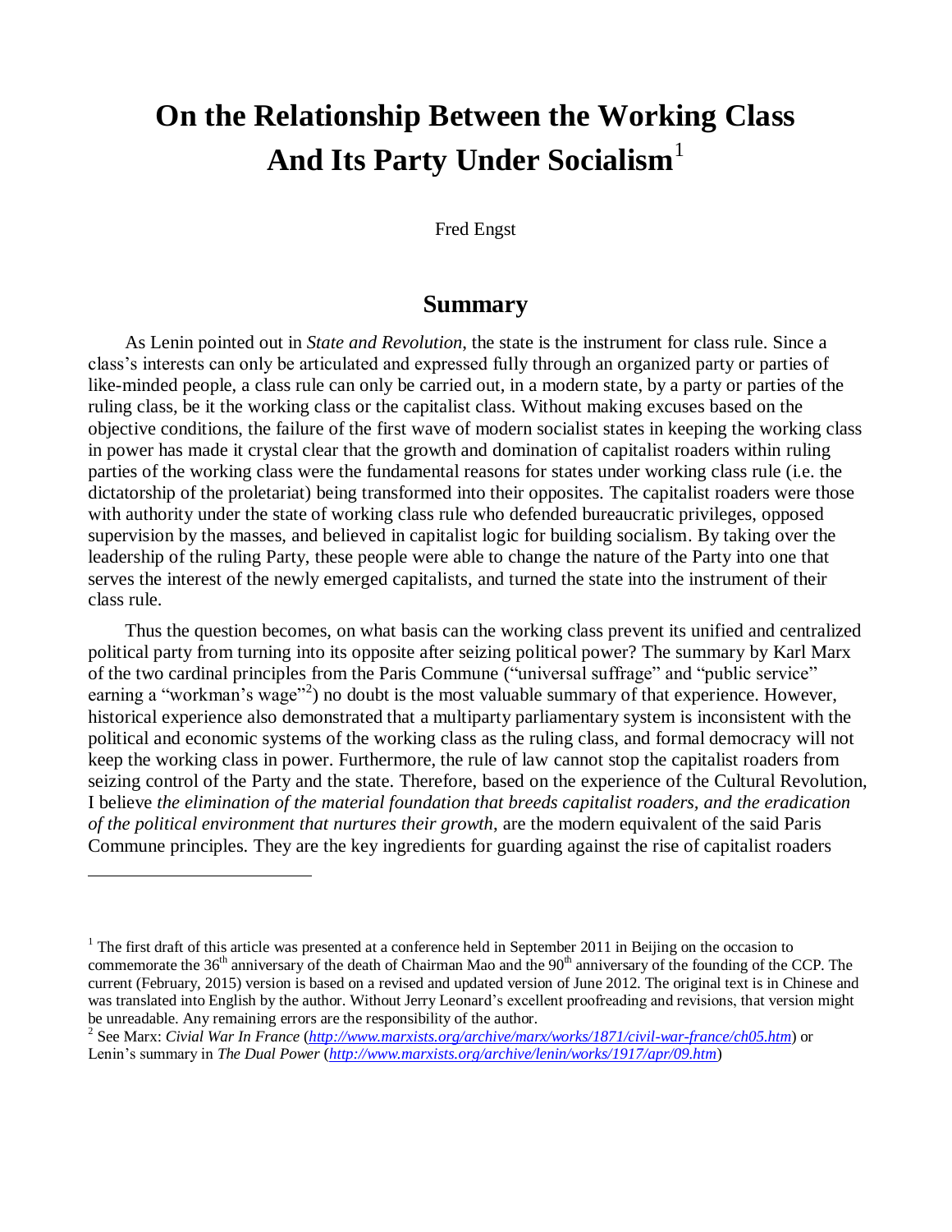# On the Relationship Between the Working Class And Its Party Under Socialism[1]

Fred Engst

## Summary

As Lenin pointed out in *State and Revolution*, the state is the instrument for class rule. Since a class's interests can only be articulated and expressed fully through an organized party or parties of like-minded people, a class rule can only be carried out, in a modern state, by a party or parties of the ruling class, be it the working class or the capitalist class. Without making excuses based on the objective conditions, the failure of the first wave of modern socialist states in keeping the working class in power has made it crystal clear that the growth and domination of capitalist roaders within ruling parties of the working class were the fundamental reasons for states under working class rule (i.e. the dictatorship of the proletariat) being transformed into their opposites. The capitalist roaders were those with authority under the state of working class rule who defended bureaucratic privileges, opposed supervision by the masses, and believed in capitalist logic for building socialism. By taking over the leadership of the ruling Party, these people were able to change the nature of the Party into one that serves the interest of the newly emerged capitalists, and turned the state into the instrument of their class rule.

Thus the question becomes, on what basis can the working class prevent its unified and centralized political party from turning into its opposite after seizing political power? The summary by Karl Marx of the two cardinal principles from the Paris Commune ("universal suffrage" and "public service" earning a "workman's wage"[2]) no doubt is the most valuable summary of that experience. However, historical experience also demonstrated that a multiparty parliamentary system is inconsistent with the political and economic systems of the working class as the ruling class, and formal democracy will not keep the working class in power. Furthermore, the rule of law cannot stop the capitalist roaders from seizing control of the Party and the state. Therefore, based on the experience of the Cultural Revolution, I believe *the elimination of the material foundation that breeds capitalist roaders, and the eradication of the political environment that nurtures their growth*, are the modern equivalent of the said Paris Commune principles. They are the key ingredients for guarding against the rise of capitalist roaders

---

[1] The first draft of this article was presented at a conference held in September 2011 in Beijing on the occasion to commemorate the 36th anniversary of the death of Chairman Mao and the 90th anniversary of the founding of the CCP. The current (February, 2015) version is based on a revised and updated version of June 2012. The original text is in Chinese and was translated into English by the author. Without Jerry Leonard's excellent proofreading and revisions, that version might be unreadable. Any remaining errors are the responsibility of the author.

[2] See Marx: *Civial War In France* (*http://www.marxists.org/archive/marx/works/1871/civil-war-france/ch05.htm*) or Lenin's summary in *The Dual Power* (*http://www.marxists.org/archive/lenin/works/1917/apr/09.htm*)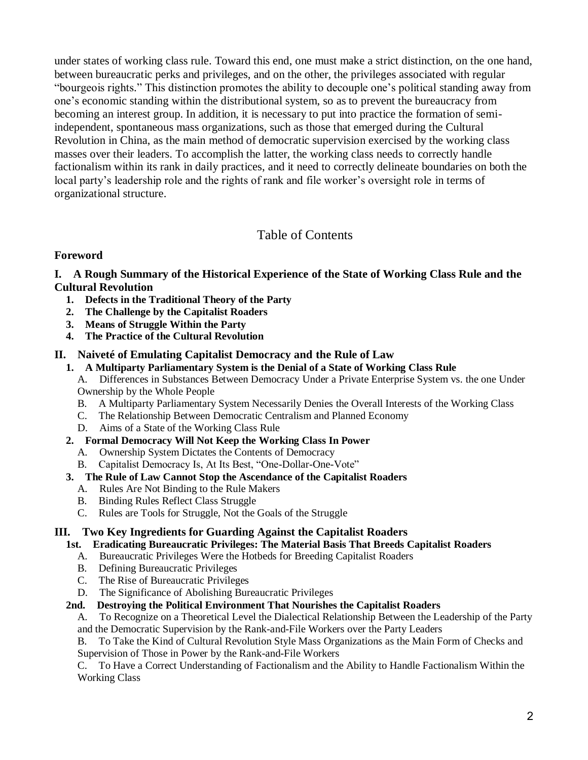under states of working class rule. Toward this end, one must make a strict distinction, on the one hand, between bureaucratic perks and privileges, and on the other, the privileges associated with regular "bourgeois rights." This distinction promotes the ability to decouple one's political standing away from one's economic standing within the distributional system, so as to prevent the bureaucracy from becoming an interest group. In addition, it is necessary to put into practice the formation of semi-independent, spontaneous mass organizations, such as those that emerged during the Cultural Revolution in China, as the main method of democratic supervision exercised by the working class masses over their leaders. To accomplish the latter, the working class needs to correctly handle factionalism within its rank in daily practices, and it need to correctly delineate boundaries on both the local party's leadership role and the rights of rank and file worker's oversight role in terms of organizational structure.

## Table of Contents

**Foreword**

**I. A Rough Summary of the Historical Experience of the State of Working Class Rule and the Cultural Revolution**

1. **Defects in the Traditional Theory of the Party**
2. **The Challenge by the Capitalist Roaders**
3. **Means of Struggle Within the Party**
4. **The Practice of the Cultural Revolution**

**II. Naiveté of Emulating Capitalist Democracy and the Rule of Law**

1. **A Multiparty Parliamentary System is the Denial of a State of Working Class Rule**
   - A. Differences in Substances Between Democracy Under a Private Enterprise System vs. the one Under Ownership by the Whole People
   - B. A Multiparty Parliamentary System Necessarily Denies the Overall Interests of the Working Class
   - C. The Relationship Between Democratic Centralism and Planned Economy
   - D. Aims of a State of the Working Class Rule
2. **Formal Democracy Will Not Keep the Working Class In Power**
   - A. Ownership System Dictates the Contents of Democracy
   - B. Capitalist Democracy Is, At Its Best, "One-Dollar-One-Vote"
3. **The Rule of Law Cannot Stop the Ascendance of the Capitalist Roaders**
   - A. Rules Are Not Binding to the Rule Makers
   - B. Binding Rules Reflect Class Struggle
   - C. Rules are Tools for Struggle, Not the Goals of the Struggle

**III. Two Key Ingredients for Guarding Against the Capitalist Roaders**

- **1st. Eradicating Bureaucratic Privileges: The Material Basis That Breeds Capitalist Roaders**
  - A. Bureaucratic Privileges Were the Hotbeds for Breeding Capitalist Roaders
  - B. Defining Bureaucratic Privileges
  - C. The Rise of Bureaucratic Privileges
  - D. The Significance of Abolishing Bureaucratic Privileges
- **2nd. Destroying the Political Environment That Nourishes the Capitalist Roaders**
  - A. To Recognize on a Theoretical Level the Dialectical Relationship Between the Leadership of the Party and the Democratic Supervision by the Rank-and-File Workers over the Party Leaders
  - B. To Take the Kind of Cultural Revolution Style Mass Organizations as the Main Form of Checks and Supervision of Those in Power by the Rank-and-File Workers
  - C. To Have a Correct Understanding of Factionalism and the Ability to Handle Factionalism Within the Working Class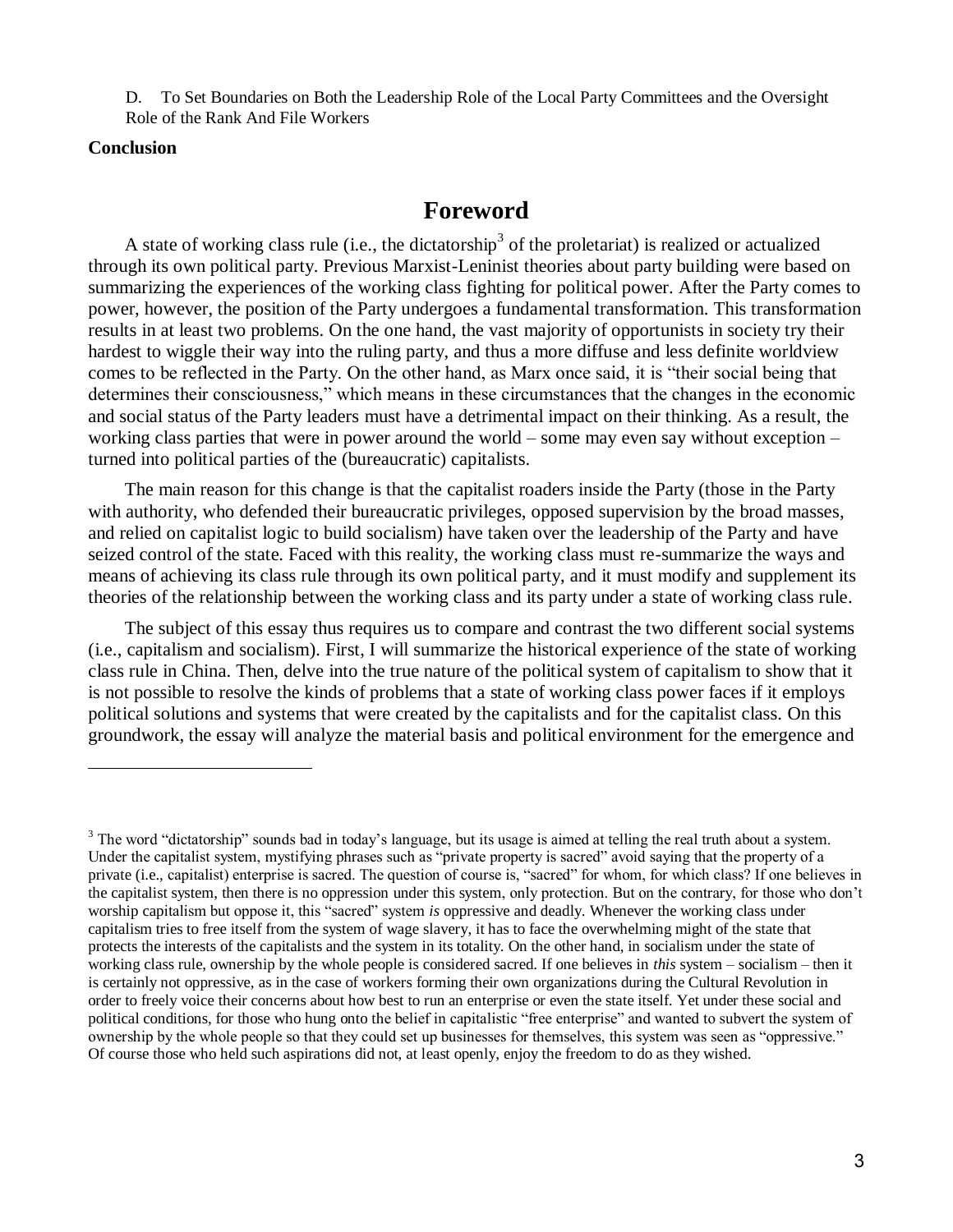D. To Set Boundaries on Both the Leadership Role of the Local Party Committees and the Oversight Role of the Rank And File Workers

**Conclusion**

# Foreword

A state of working class rule (i.e., the dictatorship[3] of the proletariat) is realized or actualized through its own political party. Previous Marxist-Leninist theories about party building were based on summarizing the experiences of the working class fighting for political power. After the Party comes to power, however, the position of the Party undergoes a fundamental transformation. This transformation results in at least two problems. On the one hand, the vast majority of opportunists in society try their hardest to wiggle their way into the ruling party, and thus a more diffuse and less definite worldview comes to be reflected in the Party. On the other hand, as Marx once said, it is "their social being that determines their consciousness," which means in these circumstances that the changes in the economic and social status of the Party leaders must have a detrimental impact on their thinking. As a result, the working class parties that were in power around the world – some may even say without exception – turned into political parties of the (bureaucratic) capitalists.

The main reason for this change is that the capitalist roaders inside the Party (those in the Party with authority, who defended their bureaucratic privileges, opposed supervision by the broad masses, and relied on capitalist logic to build socialism) have taken over the leadership of the Party and have seized control of the state. Faced with this reality, the working class must re-summarize the ways and means of achieving its class rule through its own political party, and it must modify and supplement its theories of the relationship between the working class and its party under a state of working class rule.

The subject of this essay thus requires us to compare and contrast the two different social systems (i.e., capitalism and socialism). First, I will summarize the historical experience of the state of working class rule in China. Then, delve into the true nature of the political system of capitalism to show that it is not possible to resolve the kinds of problems that a state of working class power faces if it employs political solutions and systems that were created by the capitalists and for the capitalist class. On this groundwork, the essay will analyze the material basis and political environment for the emergence and

---

[3] The word "dictatorship" sounds bad in today's language, but its usage is aimed at telling the real truth about a system. Under the capitalist system, mystifying phrases such as "private property is sacred" avoid saying that the property of a private (i.e., capitalist) enterprise is sacred. The question of course is, "sacred" for whom, for which class? If one believes in the capitalist system, then there is no oppression under this system, only protection. But on the contrary, for those who don't worship capitalism but oppose it, this "sacred" system *is* oppressive and deadly. Whenever the working class under capitalism tries to free itself from the system of wage slavery, it has to face the overwhelming might of the state that protects the interests of the capitalists and the system in its totality. On the other hand, in socialism under the state of working class rule, ownership by the whole people is considered sacred. If one believes in *this* system – socialism – then it is certainly not oppressive, as in the case of workers forming their own organizations during the Cultural Revolution in order to freely voice their concerns about how best to run an enterprise or even the state itself. Yet under these social and political conditions, for those who hung onto the belief in capitalistic "free enterprise" and wanted to subvert the system of ownership by the whole people so that they could set up businesses for themselves, this system was seen as "oppressive." Of course those who held such aspirations did not, at least openly, enjoy the freedom to do as they wished.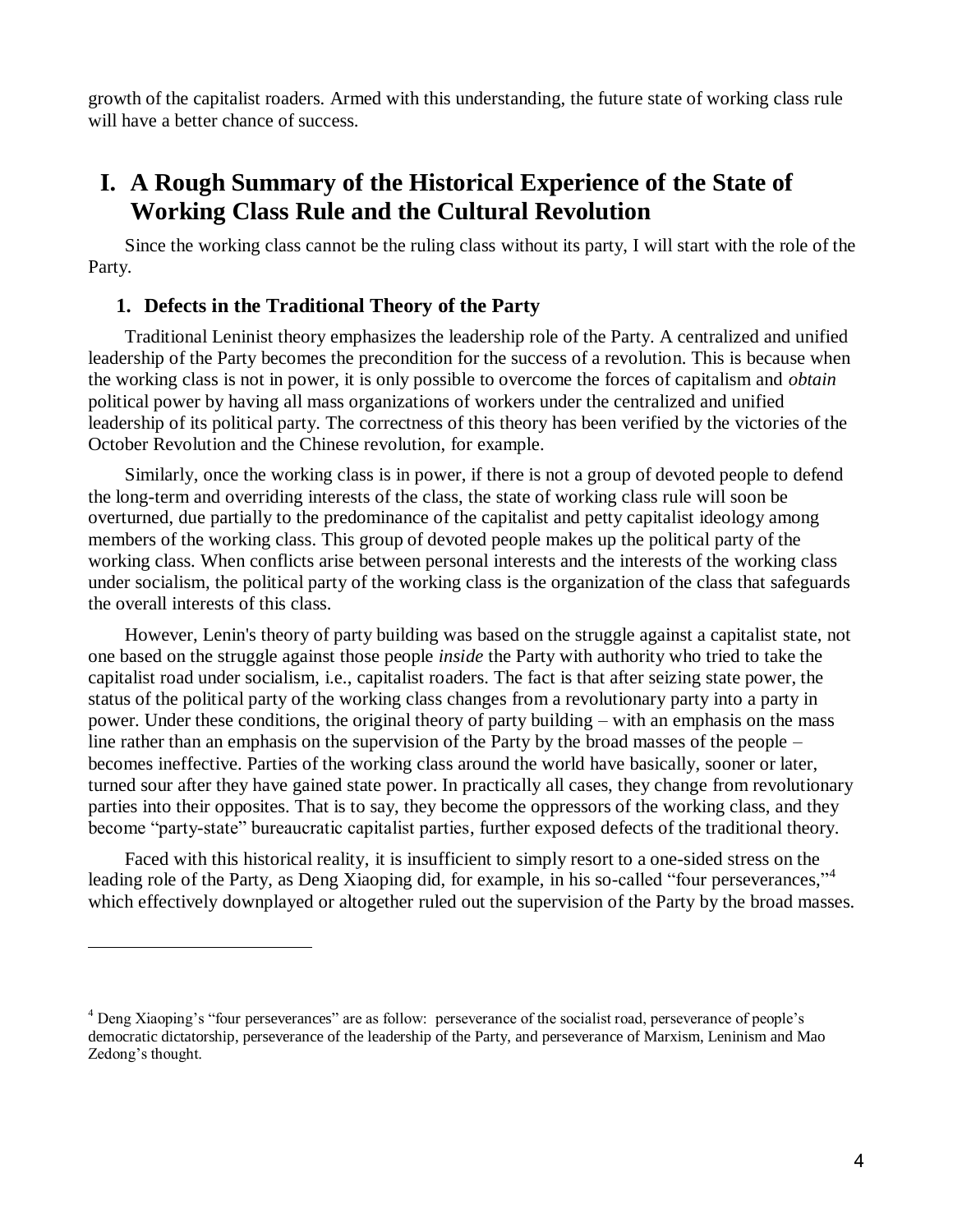growth of the capitalist roaders. Armed with this understanding, the future state of working class rule will have a better chance of success.

# I. A Rough Summary of the Historical Experience of the State of Working Class Rule and the Cultural Revolution

Since the working class cannot be the ruling class without its party, I will start with the role of the Party.

### 1. Defects in the Traditional Theory of the Party

Traditional Leninist theory emphasizes the leadership role of the Party. A centralized and unified leadership of the Party becomes the precondition for the success of a revolution. This is because when the working class is not in power, it is only possible to overcome the forces of capitalism and *obtain* political power by having all mass organizations of workers under the centralized and unified leadership of its political party. The correctness of this theory has been verified by the victories of the October Revolution and the Chinese revolution, for example.

Similarly, once the working class is in power, if there is not a group of devoted people to defend the long-term and overriding interests of the class, the state of working class rule will soon be overturned, due partially to the predominance of the capitalist and petty capitalist ideology among members of the working class. This group of devoted people makes up the political party of the working class. When conflicts arise between personal interests and the interests of the working class under socialism, the political party of the working class is the organization of the class that safeguards the overall interests of this class.

However, Lenin's theory of party building was based on the struggle against a capitalist state, not one based on the struggle against those people *inside* the Party with authority who tried to take the capitalist road under socialism, i.e., capitalist roaders. The fact is that after seizing state power, the status of the political party of the working class changes from a revolutionary party into a party in power. Under these conditions, the original theory of party building – with an emphasis on the mass line rather than an emphasis on the supervision of the Party by the broad masses of the people – becomes ineffective. Parties of the working class around the world have basically, sooner or later, turned sour after they have gained state power. In practically all cases, they change from revolutionary parties into their opposites. That is to say, they become the oppressors of the working class, and they become "party-state" bureaucratic capitalist parties, further exposed defects of the traditional theory.

Faced with this historical reality, it is insufficient to simply resort to a one-sided stress on the leading role of the Party, as Deng Xiaoping did, for example, in his so-called "four perseverances,"[4] which effectively downplayed or altogether ruled out the supervision of the Party by the broad masses.

---

[4] Deng Xiaoping's "four perseverances" are as follow: perseverance of the socialist road, perseverance of people's democratic dictatorship, perseverance of the leadership of the Party, and perseverance of Marxism, Leninism and Mao Zedong's thought.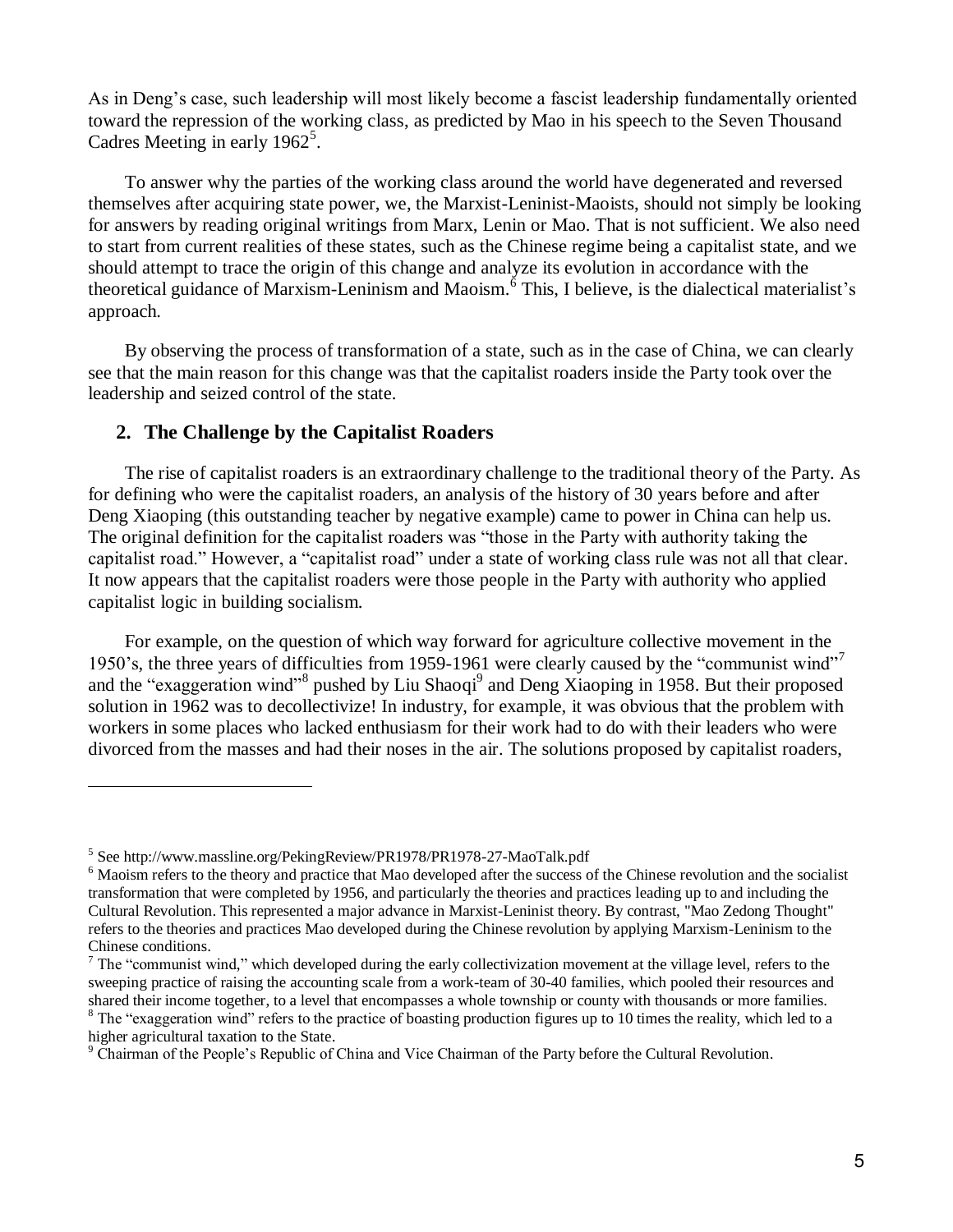As in Deng's case, such leadership will most likely become a fascist leadership fundamentally oriented toward the repression of the working class, as predicted by Mao in his speech to the Seven Thousand Cadres Meeting in early 1962[5].

To answer why the parties of the working class around the world have degenerated and reversed themselves after acquiring state power, we, the Marxist-Leninist-Maoists, should not simply be looking for answers by reading original writings from Marx, Lenin or Mao. That is not sufficient. We also need to start from current realities of these states, such as the Chinese regime being a capitalist state, and we should attempt to trace the origin of this change and analyze its evolution in accordance with the theoretical guidance of Marxism-Leninism and Maoism.[6] This, I believe, is the dialectical materialist's approach.

By observing the process of transformation of a state, such as in the case of China, we can clearly see that the main reason for this change was that the capitalist roaders inside the Party took over the leadership and seized control of the state.

## 2. The Challenge by the Capitalist Roaders

The rise of capitalist roaders is an extraordinary challenge to the traditional theory of the Party. As for defining who were the capitalist roaders, an analysis of the history of 30 years before and after Deng Xiaoping (this outstanding teacher by negative example) came to power in China can help us. The original definition for the capitalist roaders was "those in the Party with authority taking the capitalist road." However, a "capitalist road" under a state of working class rule was not all that clear. It now appears that the capitalist roaders were those people in the Party with authority who applied capitalist logic in building socialism.

For example, on the question of which way forward for agriculture collective movement in the 1950's, the three years of difficulties from 1959-1961 were clearly caused by the "communist wind"[7] and the "exaggeration wind"[8] pushed by Liu Shaoqi[9] and Deng Xiaoping in 1958. But their proposed solution in 1962 was to decollectivize! In industry, for example, it was obvious that the problem with workers in some places who lacked enthusiasm for their work had to do with their leaders who were divorced from the masses and had their noses in the air. The solutions proposed by capitalist roaders,

---

[5] See http://www.massline.org/PekingReview/PR1978/PR1978-27-MaoTalk.pdf

[6] Maoism refers to the theory and practice that Mao developed after the success of the Chinese revolution and the socialist transformation that were completed by 1956, and particularly the theories and practices leading up to and including the Cultural Revolution. This represented a major advance in Marxist-Leninist theory. By contrast, "Mao Zedong Thought" refers to the theories and practices Mao developed during the Chinese revolution by applying Marxism-Leninism to the Chinese conditions.

[7] The "communist wind," which developed during the early collectivization movement at the village level, refers to the sweeping practice of raising the accounting scale from a work-team of 30-40 families, which pooled their resources and shared their income together, to a level that encompasses a whole township or county with thousands or more families.

[8] The "exaggeration wind" refers to the practice of boasting production figures up to 10 times the reality, which led to a higher agricultural taxation to the State.

[9] Chairman of the People's Republic of China and Vice Chairman of the Party before the Cultural Revolution.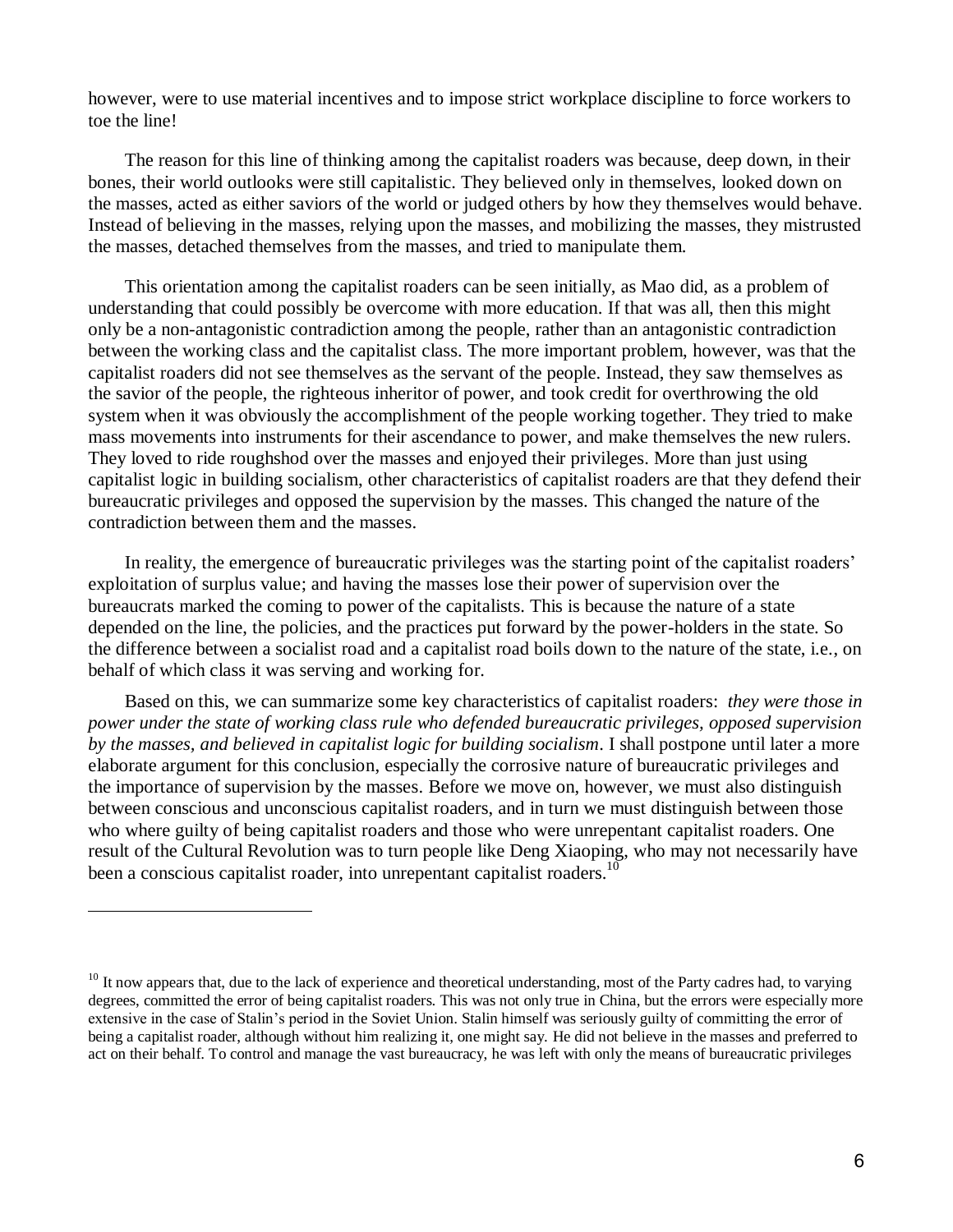however, were to use material incentives and to impose strict workplace discipline to force workers to toe the line!

The reason for this line of thinking among the capitalist roaders was because, deep down, in their bones, their world outlooks were still capitalistic. They believed only in themselves, looked down on the masses, acted as either saviors of the world or judged others by how they themselves would behave. Instead of believing in the masses, relying upon the masses, and mobilizing the masses, they mistrusted the masses, detached themselves from the masses, and tried to manipulate them.

This orientation among the capitalist roaders can be seen initially, as Mao did, as a problem of understanding that could possibly be overcome with more education. If that was all, then this might only be a non-antagonistic contradiction among the people, rather than an antagonistic contradiction between the working class and the capitalist class. The more important problem, however, was that the capitalist roaders did not see themselves as the servant of the people. Instead, they saw themselves as the savior of the people, the righteous inheritor of power, and took credit for overthrowing the old system when it was obviously the accomplishment of the people working together. They tried to make mass movements into instruments for their ascendance to power, and make themselves the new rulers. They loved to ride roughshod over the masses and enjoyed their privileges. More than just using capitalist logic in building socialism, other characteristics of capitalist roaders are that they defend their bureaucratic privileges and opposed the supervision by the masses. This changed the nature of the contradiction between them and the masses.

In reality, the emergence of bureaucratic privileges was the starting point of the capitalist roaders' exploitation of surplus value; and having the masses lose their power of supervision over the bureaucrats marked the coming to power of the capitalists. This is because the nature of a state depended on the line, the policies, and the practices put forward by the power-holders in the state. So the difference between a socialist road and a capitalist road boils down to the nature of the state, i.e., on behalf of which class it was serving and working for.

Based on this, we can summarize some key characteristics of capitalist roaders: *they were those in power under the state of working class rule who defended bureaucratic privileges, opposed supervision by the masses, and believed in capitalist logic for building socialism*. I shall postpone until later a more elaborate argument for this conclusion, especially the corrosive nature of bureaucratic privileges and the importance of supervision by the masses. Before we move on, however, we must also distinguish between conscious and unconscious capitalist roaders, and in turn we must distinguish between those who where guilty of being capitalist roaders and those who were unrepentant capitalist roaders. One result of the Cultural Revolution was to turn people like Deng Xiaoping, who may not necessarily have been a conscious capitalist roader, into unrepentant capitalist roaders.[10]

---

[10] It now appears that, due to the lack of experience and theoretical understanding, most of the Party cadres had, to varying degrees, committed the error of being capitalist roaders. This was not only true in China, but the errors were especially more extensive in the case of Stalin's period in the Soviet Union. Stalin himself was seriously guilty of committing the error of being a capitalist roader, although without him realizing it, one might say. He did not believe in the masses and preferred to act on their behalf. To control and manage the vast bureaucracy, he was left with only the means of bureaucratic privileges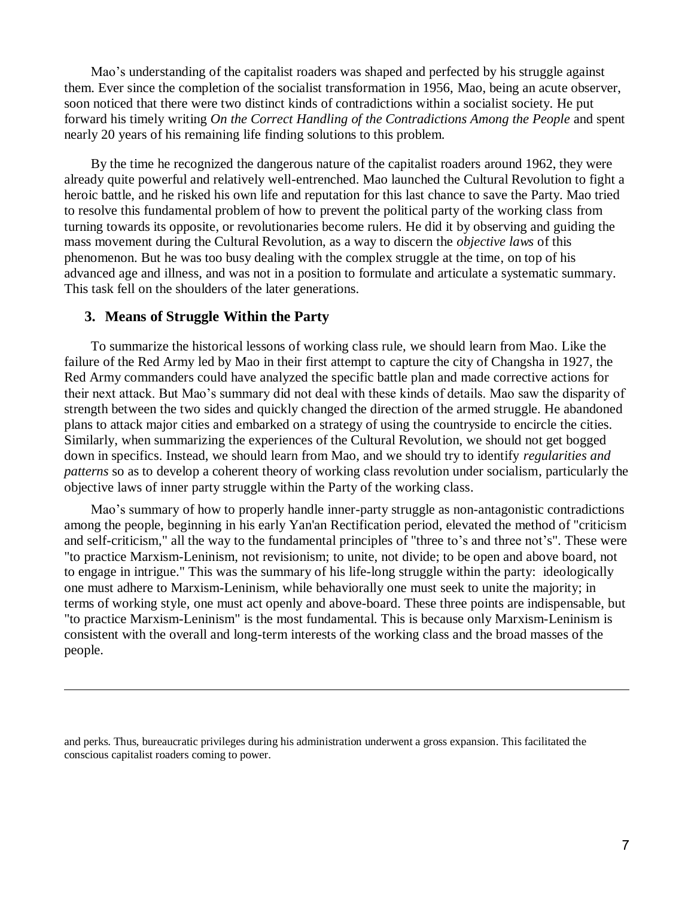Mao's understanding of the capitalist roaders was shaped and perfected by his struggle against them. Ever since the completion of the socialist transformation in 1956, Mao, being an acute observer, soon noticed that there were two distinct kinds of contradictions within a socialist society. He put forward his timely writing *On the Correct Handling of the Contradictions Among the People* and spent nearly 20 years of his remaining life finding solutions to this problem.

By the time he recognized the dangerous nature of the capitalist roaders around 1962, they were already quite powerful and relatively well-entrenched. Mao launched the Cultural Revolution to fight a heroic battle, and he risked his own life and reputation for this last chance to save the Party. Mao tried to resolve this fundamental problem of how to prevent the political party of the working class from turning towards its opposite, or revolutionaries become rulers. He did it by observing and guiding the mass movement during the Cultural Revolution, as a way to discern the *objective laws* of this phenomenon. But he was too busy dealing with the complex struggle at the time, on top of his advanced age and illness, and was not in a position to formulate and articulate a systematic summary. This task fell on the shoulders of the later generations.

### 3. Means of Struggle Within the Party

To summarize the historical lessons of working class rule, we should learn from Mao. Like the failure of the Red Army led by Mao in their first attempt to capture the city of Changsha in 1927, the Red Army commanders could have analyzed the specific battle plan and made corrective actions for their next attack. But Mao's summary did not deal with these kinds of details. Mao saw the disparity of strength between the two sides and quickly changed the direction of the armed struggle. He abandoned plans to attack major cities and embarked on a strategy of using the countryside to encircle the cities. Similarly, when summarizing the experiences of the Cultural Revolution, we should not get bogged down in specifics. Instead, we should learn from Mao, and we should try to identify *regularities and patterns* so as to develop a coherent theory of working class revolution under socialism, particularly the objective laws of inner party struggle within the Party of the working class.

Mao's summary of how to properly handle inner-party struggle as non-antagonistic contradictions among the people, beginning in his early Yan'an Rectification period, elevated the method of "criticism and self-criticism," all the way to the fundamental principles of "three to's and three not's". These were "to practice Marxism-Leninism, not revisionism; to unite, not divide; to be open and above board, not to engage in intrigue." This was the summary of his life-long struggle within the party: ideologically one must adhere to Marxism-Leninism, while behaviorally one must seek to unite the majority; in terms of working style, one must act openly and above-board. These three points are indispensable, but "to practice Marxism-Leninism" is the most fundamental. This is because only Marxism-Leninism is consistent with the overall and long-term interests of the working class and the broad masses of the people.

---

and perks. Thus, bureaucratic privileges during his administration underwent a gross expansion. This facilitated the conscious capitalist roaders coming to power.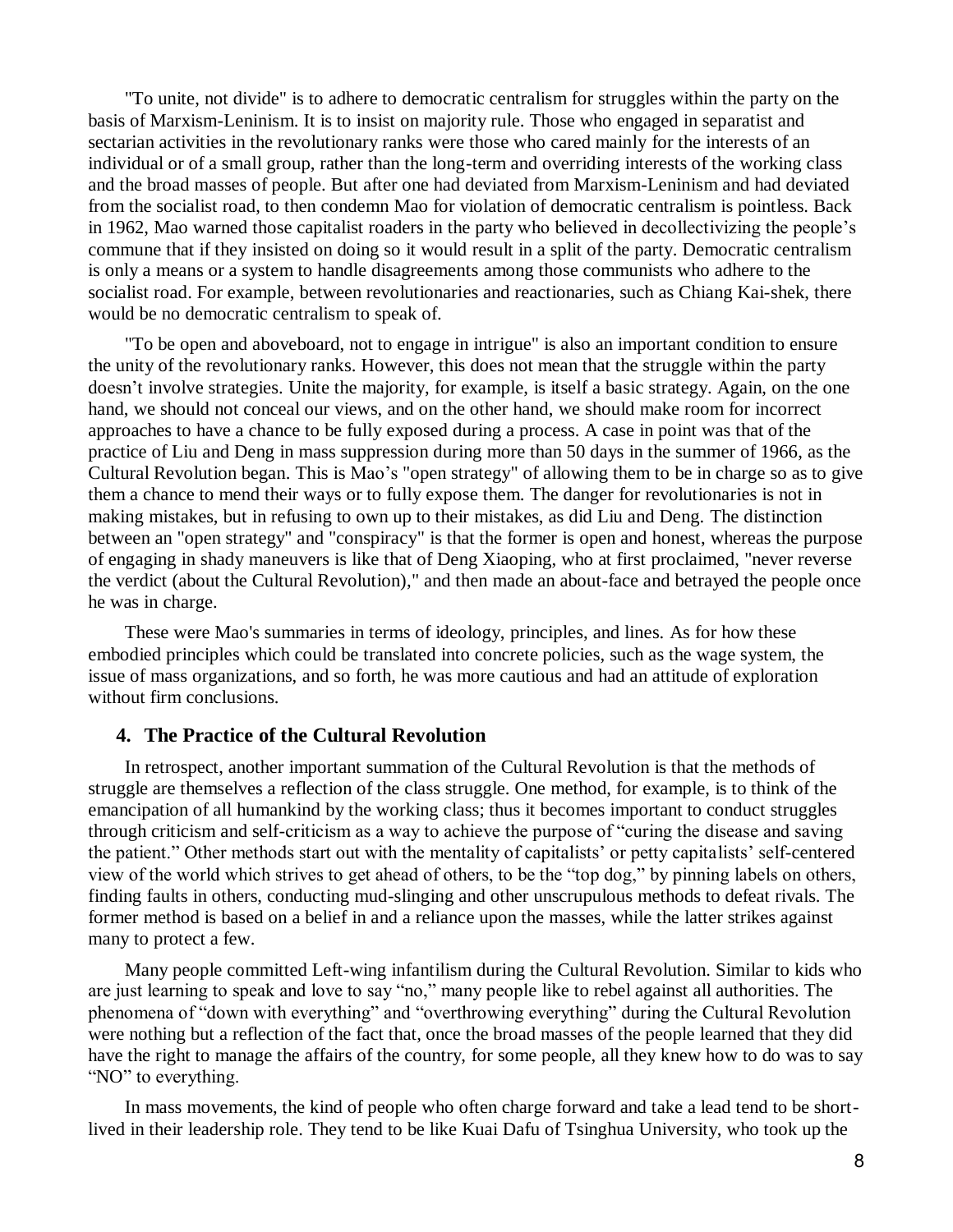"To unite, not divide" is to adhere to democratic centralism for struggles within the party on the basis of Marxism-Leninism. It is to insist on majority rule. Those who engaged in separatist and sectarian activities in the revolutionary ranks were those who cared mainly for the interests of an individual or of a small group, rather than the long-term and overriding interests of the working class and the broad masses of people. But after one had deviated from Marxism-Leninism and had deviated from the socialist road, to then condemn Mao for violation of democratic centralism is pointless. Back in 1962, Mao warned those capitalist roaders in the party who believed in decollectivizing the people's commune that if they insisted on doing so it would result in a split of the party. Democratic centralism is only a means or a system to handle disagreements among those communists who adhere to the socialist road. For example, between revolutionaries and reactionaries, such as Chiang Kai-shek, there would be no democratic centralism to speak of.

"To be open and aboveboard, not to engage in intrigue" is also an important condition to ensure the unity of the revolutionary ranks. However, this does not mean that the struggle within the party doesn't involve strategies. Unite the majority, for example, is itself a basic strategy. Again, on the one hand, we should not conceal our views, and on the other hand, we should make room for incorrect approaches to have a chance to be fully exposed during a process. A case in point was that of the practice of Liu and Deng in mass suppression during more than 50 days in the summer of 1966, as the Cultural Revolution began. This is Mao's "open strategy" of allowing them to be in charge so as to give them a chance to mend their ways or to fully expose them. The danger for revolutionaries is not in making mistakes, but in refusing to own up to their mistakes, as did Liu and Deng. The distinction between an "open strategy" and "conspiracy" is that the former is open and honest, whereas the purpose of engaging in shady maneuvers is like that of Deng Xiaoping, who at first proclaimed, "never reverse the verdict (about the Cultural Revolution)," and then made an about-face and betrayed the people once he was in charge.

These were Mao's summaries in terms of ideology, principles, and lines. As for how these embodied principles which could be translated into concrete policies, such as the wage system, the issue of mass organizations, and so forth, he was more cautious and had an attitude of exploration without firm conclusions.

## 4. The Practice of the Cultural Revolution

In retrospect, another important summation of the Cultural Revolution is that the methods of struggle are themselves a reflection of the class struggle. One method, for example, is to think of the emancipation of all humankind by the working class; thus it becomes important to conduct struggles through criticism and self-criticism as a way to achieve the purpose of "curing the disease and saving the patient." Other methods start out with the mentality of capitalists' or petty capitalists' self-centered view of the world which strives to get ahead of others, to be the "top dog," by pinning labels on others, finding faults in others, conducting mud-slinging and other unscrupulous methods to defeat rivals. The former method is based on a belief in and a reliance upon the masses, while the latter strikes against many to protect a few.

Many people committed Left-wing infantilism during the Cultural Revolution. Similar to kids who are just learning to speak and love to say "no," many people like to rebel against all authorities. The phenomena of "down with everything" and "overthrowing everything" during the Cultural Revolution were nothing but a reflection of the fact that, once the broad masses of the people learned that they did have the right to manage the affairs of the country, for some people, all they knew how to do was to say "NO" to everything.

In mass movements, the kind of people who often charge forward and take a lead tend to be short-lived in their leadership role. They tend to be like Kuai Dafu of Tsinghua University, who took up the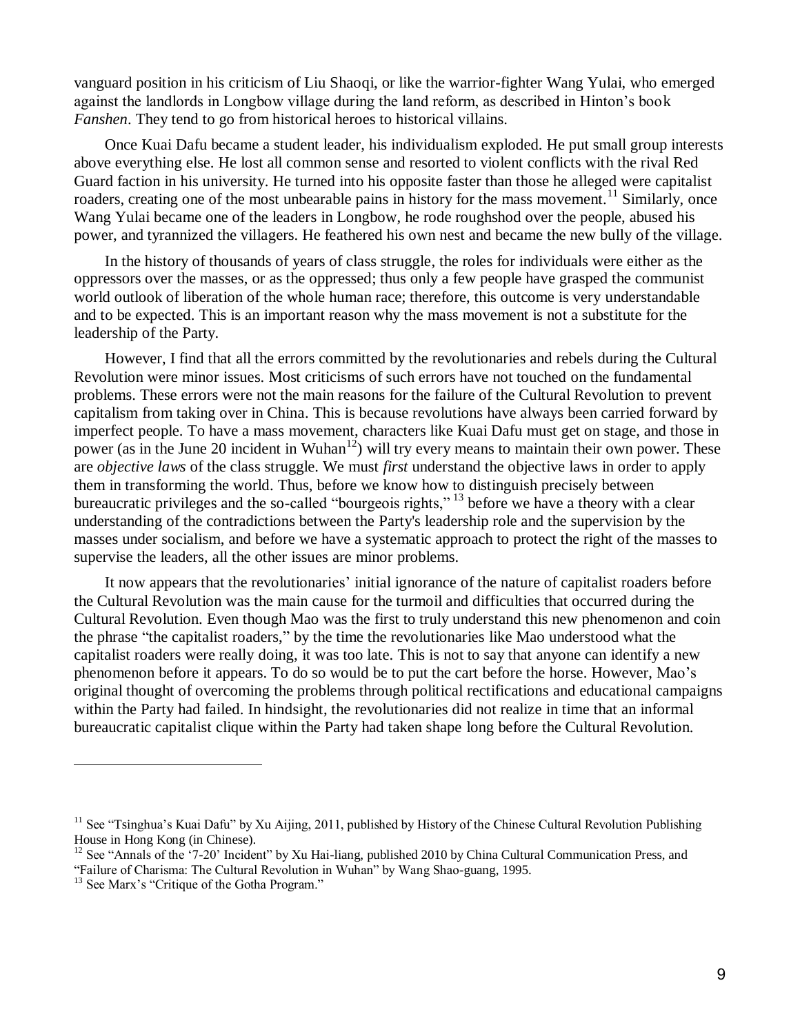vanguard position in his criticism of Liu Shaoqi, or like the warrior-fighter Wang Yulai, who emerged against the landlords in Longbow village during the land reform, as described in Hinton's book *Fanshen*. They tend to go from historical heroes to historical villains.

Once Kuai Dafu became a student leader, his individualism exploded. He put small group interests above everything else. He lost all common sense and resorted to violent conflicts with the rival Red Guard faction in his university. He turned into his opposite faster than those he alleged were capitalist roaders, creating one of the most unbearable pains in history for the mass movement.[11] Similarly, once Wang Yulai became one of the leaders in Longbow, he rode roughshod over the people, abused his power, and tyrannized the villagers. He feathered his own nest and became the new bully of the village.

In the history of thousands of years of class struggle, the roles for individuals were either as the oppressors over the masses, or as the oppressed; thus only a few people have grasped the communist world outlook of liberation of the whole human race; therefore, this outcome is very understandable and to be expected. This is an important reason why the mass movement is not a substitute for the leadership of the Party.

However, I find that all the errors committed by the revolutionaries and rebels during the Cultural Revolution were minor issues. Most criticisms of such errors have not touched on the fundamental problems. These errors were not the main reasons for the failure of the Cultural Revolution to prevent capitalism from taking over in China. This is because revolutions have always been carried forward by imperfect people. To have a mass movement, characters like Kuai Dafu must get on stage, and those in power (as in the June 20 incident in Wuhan[12]) will try every means to maintain their own power. These are *objective laws* of the class struggle. We must *first* understand the objective laws in order to apply them in transforming the world. Thus, before we know how to distinguish precisely between bureaucratic privileges and the so-called "bourgeois rights,"[13] before we have a theory with a clear understanding of the contradictions between the Party's leadership role and the supervision by the masses under socialism, and before we have a systematic approach to protect the right of the masses to supervise the leaders, all the other issues are minor problems.

It now appears that the revolutionaries' initial ignorance of the nature of capitalist roaders before the Cultural Revolution was the main cause for the turmoil and difficulties that occurred during the Cultural Revolution. Even though Mao was the first to truly understand this new phenomenon and coin the phrase "the capitalist roaders," by the time the revolutionaries like Mao understood what the capitalist roaders were really doing, it was too late. This is not to say that anyone can identify a new phenomenon before it appears. To do so would be to put the cart before the horse. However, Mao's original thought of overcoming the problems through political rectifications and educational campaigns within the Party had failed. In hindsight, the revolutionaries did not realize in time that an informal bureaucratic capitalist clique within the Party had taken shape long before the Cultural Revolution.

---

[11] See "Tsinghua's Kuai Dafu" by Xu Aijing, 2011, published by History of the Chinese Cultural Revolution Publishing House in Hong Kong (in Chinese).

[12] See "Annals of the '7-20' Incident" by Xu Hai-liang, published 2010 by China Cultural Communication Press, and "Failure of Charisma: The Cultural Revolution in Wuhan" by Wang Shao-guang, 1995.

[13] See Marx's "Critique of the Gotha Program."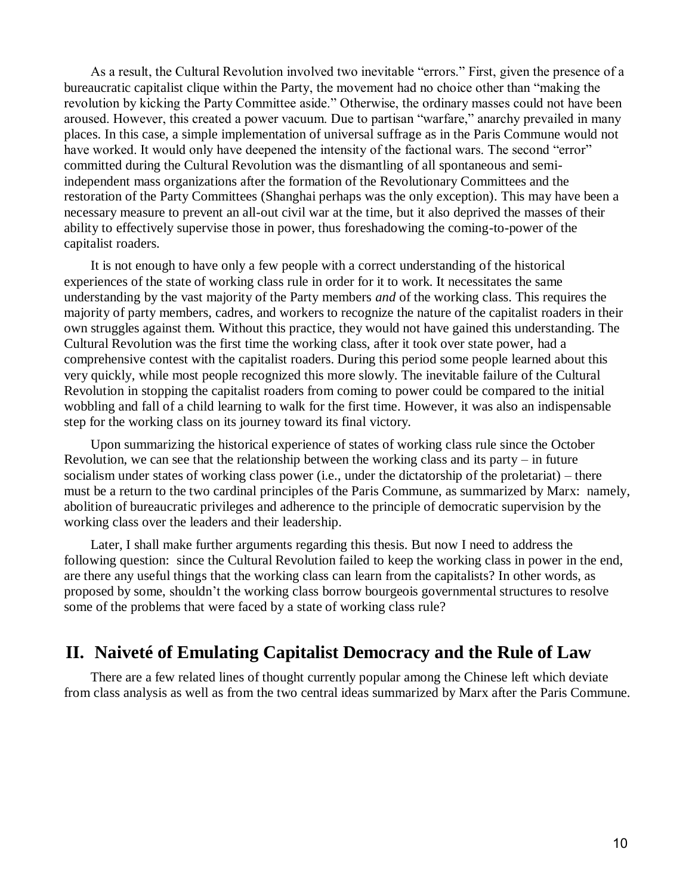As a result, the Cultural Revolution involved two inevitable "errors." First, given the presence of a bureaucratic capitalist clique within the Party, the movement had no choice other than "making the revolution by kicking the Party Committee aside." Otherwise, the ordinary masses could not have been aroused. However, this created a power vacuum. Due to partisan "warfare," anarchy prevailed in many places. In this case, a simple implementation of universal suffrage as in the Paris Commune would not have worked. It would only have deepened the intensity of the factional wars. The second "error" committed during the Cultural Revolution was the dismantling of all spontaneous and semi-independent mass organizations after the formation of the Revolutionary Committees and the restoration of the Party Committees (Shanghai perhaps was the only exception). This may have been a necessary measure to prevent an all-out civil war at the time, but it also deprived the masses of their ability to effectively supervise those in power, thus foreshadowing the coming-to-power of the capitalist roaders.

It is not enough to have only a few people with a correct understanding of the historical experiences of the state of working class rule in order for it to work. It necessitates the same understanding by the vast majority of the Party members *and* of the working class. This requires the majority of party members, cadres, and workers to recognize the nature of the capitalist roaders in their own struggles against them. Without this practice, they would not have gained this understanding. The Cultural Revolution was the first time the working class, after it took over state power, had a comprehensive contest with the capitalist roaders. During this period some people learned about this very quickly, while most people recognized this more slowly. The inevitable failure of the Cultural Revolution in stopping the capitalist roaders from coming to power could be compared to the initial wobbling and fall of a child learning to walk for the first time. However, it was also an indispensable step for the working class on its journey toward its final victory.

Upon summarizing the historical experience of states of working class rule since the October Revolution, we can see that the relationship between the working class and its party – in future socialism under states of working class power (i.e., under the dictatorship of the proletariat) – there must be a return to the two cardinal principles of the Paris Commune, as summarized by Marx: namely, abolition of bureaucratic privileges and adherence to the principle of democratic supervision by the working class over the leaders and their leadership.

Later, I shall make further arguments regarding this thesis. But now I need to address the following question: since the Cultural Revolution failed to keep the working class in power in the end, are there any useful things that the working class can learn from the capitalists? In other words, as proposed by some, shouldn't the working class borrow bourgeois governmental structures to resolve some of the problems that were faced by a state of working class rule?

## II. Naiveté of Emulating Capitalist Democracy and the Rule of Law

There are a few related lines of thought currently popular among the Chinese left which deviate from class analysis as well as from the two central ideas summarized by Marx after the Paris Commune.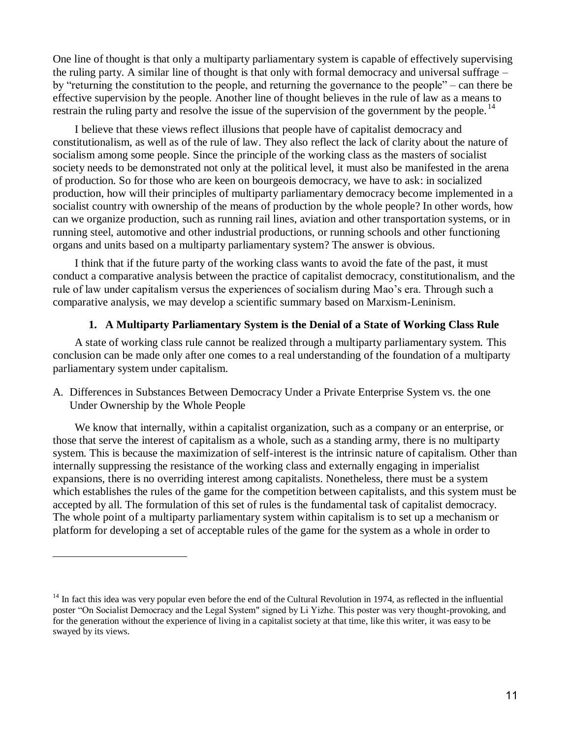One line of thought is that only a multiparty parliamentary system is capable of effectively supervising the ruling party. A similar line of thought is that only with formal democracy and universal suffrage – by "returning the constitution to the people, and returning the governance to the people" – can there be effective supervision by the people. Another line of thought believes in the rule of law as a means to restrain the ruling party and resolve the issue of the supervision of the government by the people.[14]

I believe that these views reflect illusions that people have of capitalist democracy and constitutionalism, as well as of the rule of law. They also reflect the lack of clarity about the nature of socialism among some people. Since the principle of the working class as the masters of socialist society needs to be demonstrated not only at the political level, it must also be manifested in the arena of production. So for those who are keen on bourgeois democracy, we have to ask: in socialized production, how will their principles of multiparty parliamentary democracy become implemented in a socialist country with ownership of the means of production by the whole people? In other words, how can we organize production, such as running rail lines, aviation and other transportation systems, or in running steel, automotive and other industrial productions, or running schools and other functioning organs and units based on a multiparty parliamentary system? The answer is obvious.

I think that if the future party of the working class wants to avoid the fate of the past, it must conduct a comparative analysis between the practice of capitalist democracy, constitutionalism, and the rule of law under capitalism versus the experiences of socialism during Mao's era. Through such a comparative analysis, we may develop a scientific summary based on Marxism-Leninism.

## 1. A Multiparty Parliamentary System is the Denial of a State of Working Class Rule

A state of working class rule cannot be realized through a multiparty parliamentary system. This conclusion can be made only after one comes to a real understanding of the foundation of a multiparty parliamentary system under capitalism.

### A. Differences in Substances Between Democracy Under a Private Enterprise System vs. the one Under Ownership by the Whole People

We know that internally, within a capitalist organization, such as a company or an enterprise, or those that serve the interest of capitalism as a whole, such as a standing army, there is no multiparty system. This is because the maximization of self-interest is the intrinsic nature of capitalism. Other than internally suppressing the resistance of the working class and externally engaging in imperialist expansions, there is no overriding interest among capitalists. Nonetheless, there must be a system which establishes the rules of the game for the competition between capitalists, and this system must be accepted by all. The formulation of this set of rules is the fundamental task of capitalist democracy. The whole point of a multiparty parliamentary system within capitalism is to set up a mechanism or platform for developing a set of acceptable rules of the game for the system as a whole in order to

---

[14] In fact this idea was very popular even before the end of the Cultural Revolution in 1974, as reflected in the influential poster "On Socialist Democracy and the Legal System" signed by Li Yizhe. This poster was very thought-provoking, and for the generation without the experience of living in a capitalist society at that time, like this writer, it was easy to be swayed by its views.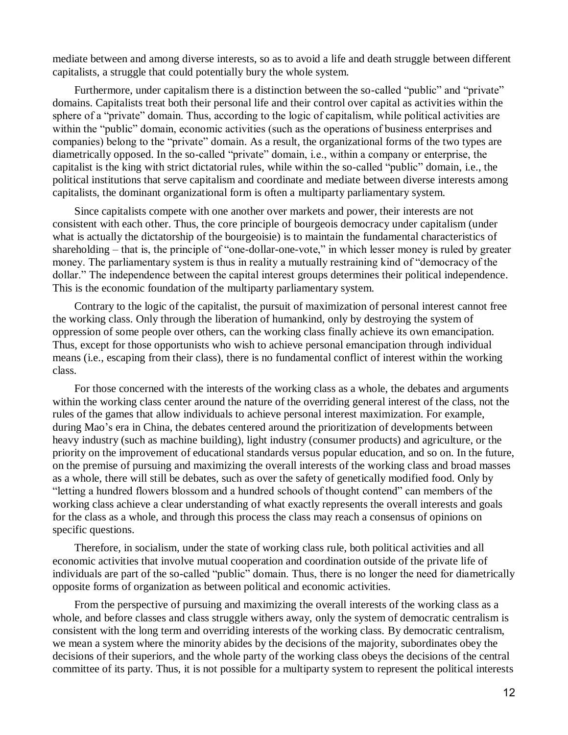mediate between and among diverse interests, so as to avoid a life and death struggle between different capitalists, a struggle that could potentially bury the whole system.

Furthermore, under capitalism there is a distinction between the so-called "public" and "private" domains. Capitalists treat both their personal life and their control over capital as activities within the sphere of a "private" domain. Thus, according to the logic of capitalism, while political activities are within the "public" domain, economic activities (such as the operations of business enterprises and companies) belong to the "private" domain. As a result, the organizational forms of the two types are diametrically opposed. In the so-called "private" domain, i.e., within a company or enterprise, the capitalist is the king with strict dictatorial rules, while within the so-called "public" domain, i.e., the political institutions that serve capitalism and coordinate and mediate between diverse interests among capitalists, the dominant organizational form is often a multiparty parliamentary system.

Since capitalists compete with one another over markets and power, their interests are not consistent with each other. Thus, the core principle of bourgeois democracy under capitalism (under what is actually the dictatorship of the bourgeoisie) is to maintain the fundamental characteristics of shareholding – that is, the principle of "one-dollar-one-vote," in which lesser money is ruled by greater money. The parliamentary system is thus in reality a mutually restraining kind of "democracy of the dollar." The independence between the capital interest groups determines their political independence. This is the economic foundation of the multiparty parliamentary system.

Contrary to the logic of the capitalist, the pursuit of maximization of personal interest cannot free the working class. Only through the liberation of humankind, only by destroying the system of oppression of some people over others, can the working class finally achieve its own emancipation. Thus, except for those opportunists who wish to achieve personal emancipation through individual means (i.e., escaping from their class), there is no fundamental conflict of interest within the working class.

For those concerned with the interests of the working class as a whole, the debates and arguments within the working class center around the nature of the overriding general interest of the class, not the rules of the games that allow individuals to achieve personal interest maximization. For example, during Mao's era in China, the debates centered around the prioritization of developments between heavy industry (such as machine building), light industry (consumer products) and agriculture, or the priority on the improvement of educational standards versus popular education, and so on. In the future, on the premise of pursuing and maximizing the overall interests of the working class and broad masses as a whole, there will still be debates, such as over the safety of genetically modified food. Only by "letting a hundred flowers blossom and a hundred schools of thought contend" can members of the working class achieve a clear understanding of what exactly represents the overall interests and goals for the class as a whole, and through this process the class may reach a consensus of opinions on specific questions.

Therefore, in socialism, under the state of working class rule, both political activities and all economic activities that involve mutual cooperation and coordination outside of the private life of individuals are part of the so-called "public" domain. Thus, there is no longer the need for diametrically opposite forms of organization as between political and economic activities.

From the perspective of pursuing and maximizing the overall interests of the working class as a whole, and before classes and class struggle withers away, only the system of democratic centralism is consistent with the long term and overriding interests of the working class. By democratic centralism, we mean a system where the minority abides by the decisions of the majority, subordinates obey the decisions of their superiors, and the whole party of the working class obeys the decisions of the central committee of its party. Thus, it is not possible for a multiparty system to represent the political interests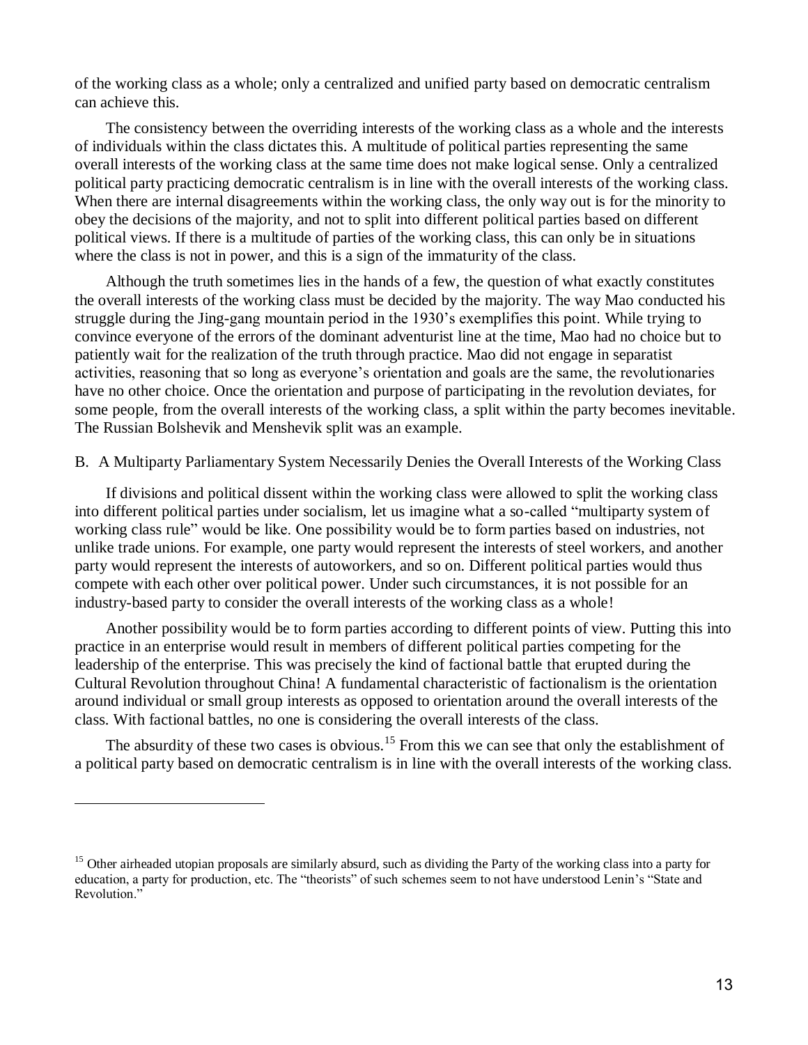of the working class as a whole; only a centralized and unified party based on democratic centralism can achieve this.

The consistency between the overriding interests of the working class as a whole and the interests of individuals within the class dictates this. A multitude of political parties representing the same overall interests of the working class at the same time does not make logical sense. Only a centralized political party practicing democratic centralism is in line with the overall interests of the working class. When there are internal disagreements within the working class, the only way out is for the minority to obey the decisions of the majority, and not to split into different political parties based on different political views. If there is a multitude of parties of the working class, this can only be in situations where the class is not in power, and this is a sign of the immaturity of the class.

Although the truth sometimes lies in the hands of a few, the question of what exactly constitutes the overall interests of the working class must be decided by the majority. The way Mao conducted his struggle during the Jing-gang mountain period in the 1930's exemplifies this point. While trying to convince everyone of the errors of the dominant adventurist line at the time, Mao had no choice but to patiently wait for the realization of the truth through practice. Mao did not engage in separatist activities, reasoning that so long as everyone's orientation and goals are the same, the revolutionaries have no other choice. Once the orientation and purpose of participating in the revolution deviates, for some people, from the overall interests of the working class, a split within the party becomes inevitable. The Russian Bolshevik and Menshevik split was an example.

B. A Multiparty Parliamentary System Necessarily Denies the Overall Interests of the Working Class

If divisions and political dissent within the working class were allowed to split the working class into different political parties under socialism, let us imagine what a so-called "multiparty system of working class rule" would be like. One possibility would be to form parties based on industries, not unlike trade unions. For example, one party would represent the interests of steel workers, and another party would represent the interests of autoworkers, and so on. Different political parties would thus compete with each other over political power. Under such circumstances, it is not possible for an industry-based party to consider the overall interests of the working class as a whole!

Another possibility would be to form parties according to different points of view. Putting this into practice in an enterprise would result in members of different political parties competing for the leadership of the enterprise. This was precisely the kind of factional battle that erupted during the Cultural Revolution throughout China! A fundamental characteristic of factionalism is the orientation around individual or small group interests as opposed to orientation around the overall interests of the class. With factional battles, no one is considering the overall interests of the class.

The absurdity of these two cases is obvious.[15] From this we can see that only the establishment of a political party based on democratic centralism is in line with the overall interests of the working class.

---

[15] Other airheaded utopian proposals are similarly absurd, such as dividing the Party of the working class into a party for education, a party for production, etc. The "theorists" of such schemes seem to not have understood Lenin's "State and Revolution."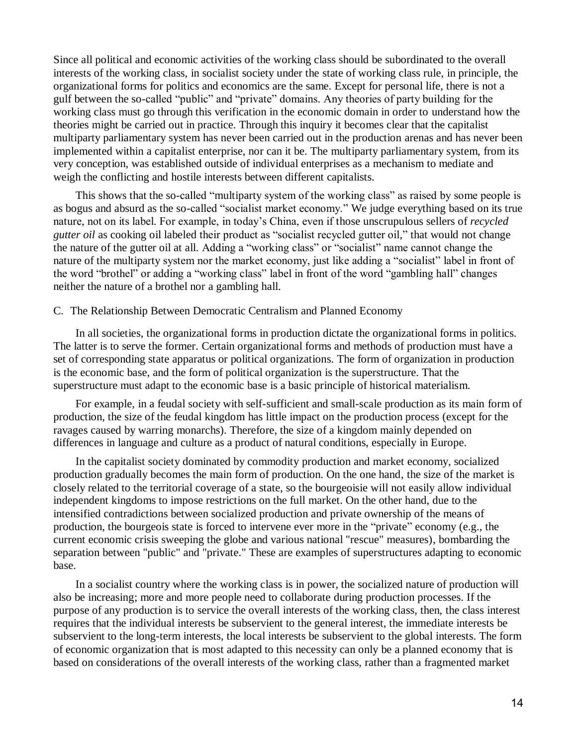Since all political and economic activities of the working class should be subordinated to the overall interests of the working class, in socialist society under the state of working class rule, in principle, the organizational forms for politics and economics are the same. Except for personal life, there is not a gulf between the so-called "public" and "private" domains. Any theories of party building for the working class must go through this verification in the economic domain in order to understand how the theories might be carried out in practice. Through this inquiry it becomes clear that the capitalist multiparty parliamentary system has never been carried out in the production arenas and has never been implemented within a capitalist enterprise, nor can it be. The multiparty parliamentary system, from its very conception, was established outside of individual enterprises as a mechanism to mediate and weigh the conflicting and hostile interests between different capitalists.

This shows that the so-called "multiparty system of the working class" as raised by some people is as bogus and absurd as the so-called "socialist market economy." We judge everything based on its true nature, not on its label. For example, in today's China, even if those unscrupulous sellers of *recycled gutter oil* as cooking oil labeled their product as "socialist recycled gutter oil," that would not change the nature of the gutter oil at all. Adding a "working class" or "socialist" name cannot change the nature of the multiparty system nor the market economy, just like adding a "socialist" label in front of the word "brothel" or adding a "working class" label in front of the word "gambling hall" changes neither the nature of a brothel nor a gambling hall.

### C. The Relationship Between Democratic Centralism and Planned Economy

In all societies, the organizational forms in production dictate the organizational forms in politics. The latter is to serve the former. Certain organizational forms and methods of production must have a set of corresponding state apparatus or political organizations. The form of organization in production is the economic base, and the form of political organization is the superstructure. That the superstructure must adapt to the economic base is a basic principle of historical materialism.

For example, in a feudal society with self-sufficient and small-scale production as its main form of production, the size of the feudal kingdom has little impact on the production process (except for the ravages caused by warring monarchs). Therefore, the size of a kingdom mainly depended on differences in language and culture as a product of natural conditions, especially in Europe.

In the capitalist society dominated by commodity production and market economy, socialized production gradually becomes the main form of production. On the one hand, the size of the market is closely related to the territorial coverage of a state, so the bourgeoisie will not easily allow individual independent kingdoms to impose restrictions on the full market. On the other hand, due to the intensified contradictions between socialized production and private ownership of the means of production, the bourgeois state is forced to intervene ever more in the "private" economy (e.g., the current economic crisis sweeping the globe and various national "rescue" measures), bombarding the separation between "public" and "private." These are examples of superstructures adapting to economic base.

In a socialist country where the working class is in power, the socialized nature of production will also be increasing; more and more people need to collaborate during production processes. If the purpose of any production is to service the overall interests of the working class, then, the class interest requires that the individual interests be subservient to the general interest, the immediate interests be subservient to the long-term interests, the local interests be subservient to the global interests. The form of economic organization that is most adapted to this necessity can only be a planned economy that is based on considerations of the overall interests of the working class, rather than a fragmented market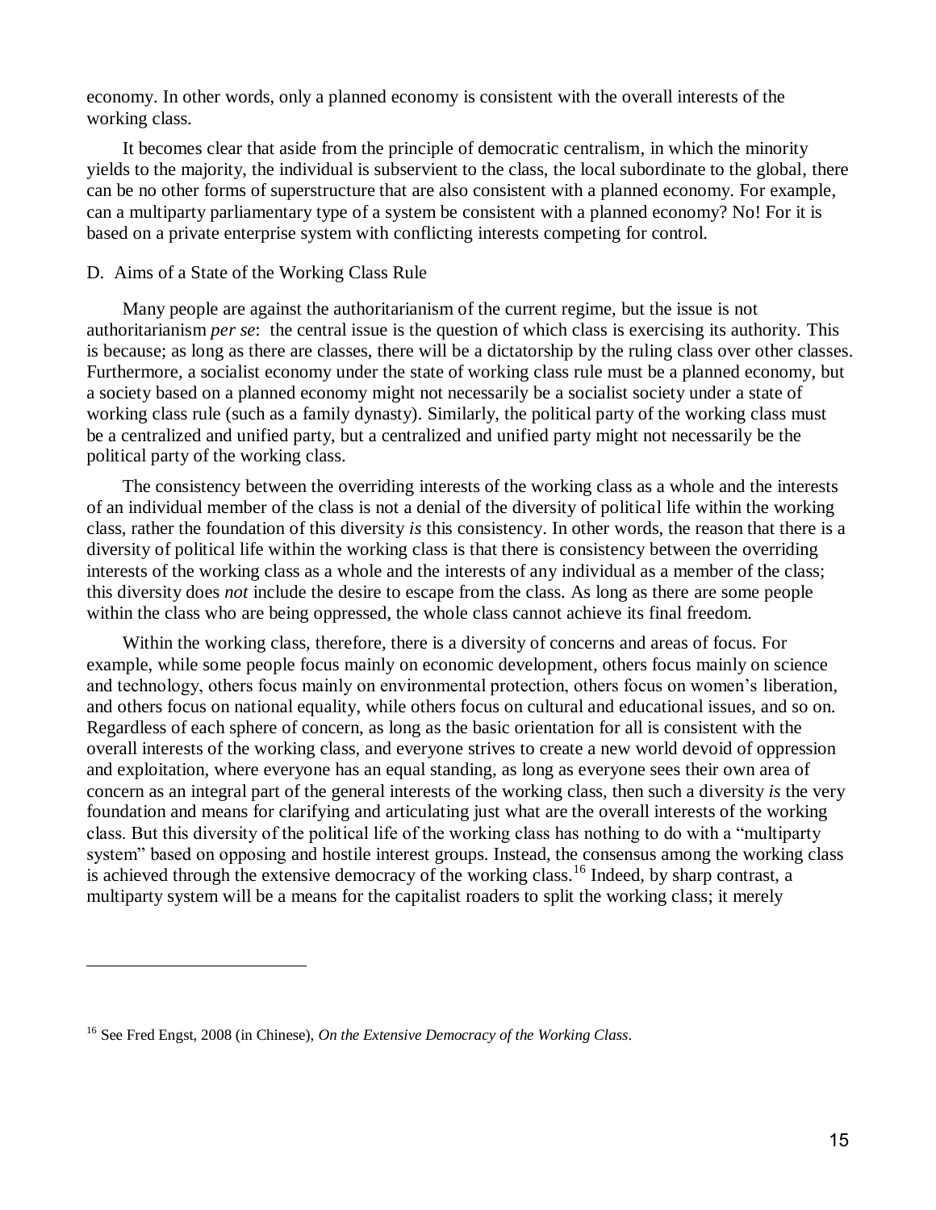economy. In other words, only a planned economy is consistent with the overall interests of the working class.

It becomes clear that aside from the principle of democratic centralism, in which the minority yields to the majority, the individual is subservient to the class, the local subordinate to the global, there can be no other forms of superstructure that are also consistent with a planned economy. For example, can a multiparty parliamentary type of a system be consistent with a planned economy? No! For it is based on a private enterprise system with conflicting interests competing for control.

### D. Aims of a State of the Working Class Rule

Many people are against the authoritarianism of the current regime, but the issue is not authoritarianism *per se*: the central issue is the question of which class is exercising its authority. This is because; as long as there are classes, there will be a dictatorship by the ruling class over other classes. Furthermore, a socialist economy under the state of working class rule must be a planned economy, but a society based on a planned economy might not necessarily be a socialist society under a state of working class rule (such as a family dynasty). Similarly, the political party of the working class must be a centralized and unified party, but a centralized and unified party might not necessarily be the political party of the working class.

The consistency between the overriding interests of the working class as a whole and the interests of an individual member of the class is not a denial of the diversity of political life within the working class, rather the foundation of this diversity *is* this consistency. In other words, the reason that there is a diversity of political life within the working class is that there is consistency between the overriding interests of the working class as a whole and the interests of any individual as a member of the class; this diversity does *not* include the desire to escape from the class. As long as there are some people within the class who are being oppressed, the whole class cannot achieve its final freedom.

Within the working class, therefore, there is a diversity of concerns and areas of focus. For example, while some people focus mainly on economic development, others focus mainly on science and technology, others focus mainly on environmental protection, others focus on women's liberation, and others focus on national equality, while others focus on cultural and educational issues, and so on. Regardless of each sphere of concern, as long as the basic orientation for all is consistent with the overall interests of the working class, and everyone strives to create a new world devoid of oppression and exploitation, where everyone has an equal standing, as long as everyone sees their own area of concern as an integral part of the general interests of the working class, then such a diversity *is* the very foundation and means for clarifying and articulating just what are the overall interests of the working class. But this diversity of the political life of the working class has nothing to do with a "multiparty system" based on opposing and hostile interest groups. Instead, the consensus among the working class is achieved through the extensive democracy of the working class.[16] Indeed, by sharp contrast, a multiparty system will be a means for the capitalist roaders to split the working class; it merely

---

[16] See Fred Engst, 2008 (in Chinese), *On the Extensive Democracy of the Working Class*.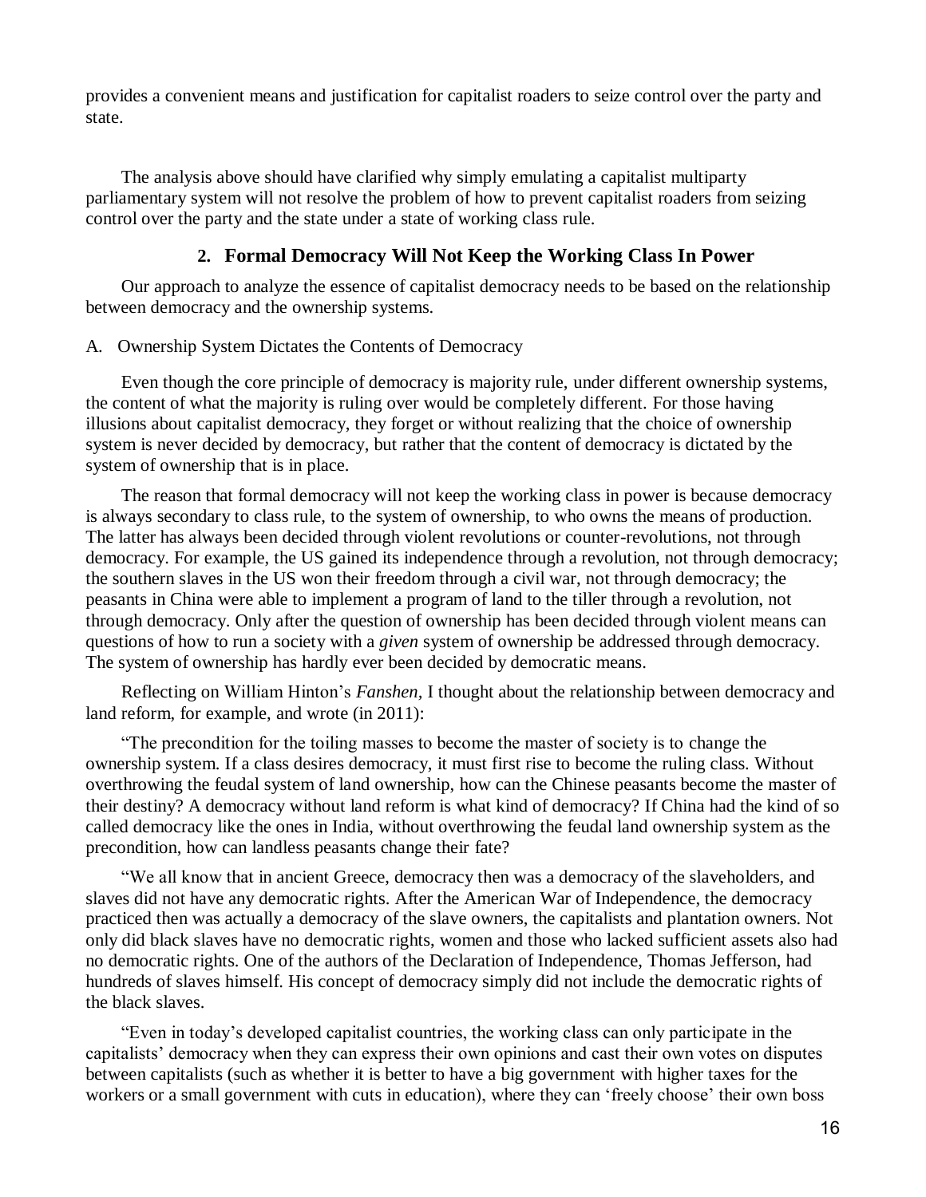provides a convenient means and justification for capitalist roaders to seize control over the party and state.

The analysis above should have clarified why simply emulating a capitalist multiparty parliamentary system will not resolve the problem of how to prevent capitalist roaders from seizing control over the party and the state under a state of working class rule.

## 2. Formal Democracy Will Not Keep the Working Class In Power

Our approach to analyze the essence of capitalist democracy needs to be based on the relationship between democracy and the ownership systems.

### A. Ownership System Dictates the Contents of Democracy

Even though the core principle of democracy is majority rule, under different ownership systems, the content of what the majority is ruling over would be completely different. For those having illusions about capitalist democracy, they forget or without realizing that the choice of ownership system is never decided by democracy, but rather that the content of democracy is dictated by the system of ownership that is in place.

The reason that formal democracy will not keep the working class in power is because democracy is always secondary to class rule, to the system of ownership, to who owns the means of production. The latter has always been decided through violent revolutions or counter-revolutions, not through democracy. For example, the US gained its independence through a revolution, not through democracy; the southern slaves in the US won their freedom through a civil war, not through democracy; the peasants in China were able to implement a program of land to the tiller through a revolution, not through democracy. Only after the question of ownership has been decided through violent means can questions of how to run a society with a *given* system of ownership be addressed through democracy. The system of ownership has hardly ever been decided by democratic means.

Reflecting on William Hinton's *Fanshen,* I thought about the relationship between democracy and land reform, for example, and wrote (in 2011):

"The precondition for the toiling masses to become the master of society is to change the ownership system. If a class desires democracy, it must first rise to become the ruling class. Without overthrowing the feudal system of land ownership, how can the Chinese peasants become the master of their destiny? A democracy without land reform is what kind of democracy? If China had the kind of so called democracy like the ones in India, without overthrowing the feudal land ownership system as the precondition, how can landless peasants change their fate?

"We all know that in ancient Greece, democracy then was a democracy of the slaveholders, and slaves did not have any democratic rights. After the American War of Independence, the democracy practiced then was actually a democracy of the slave owners, the capitalists and plantation owners. Not only did black slaves have no democratic rights, women and those who lacked sufficient assets also had no democratic rights. One of the authors of the Declaration of Independence, Thomas Jefferson, had hundreds of slaves himself. His concept of democracy simply did not include the democratic rights of the black slaves.

"Even in today's developed capitalist countries, the working class can only participate in the capitalists' democracy when they can express their own opinions and cast their own votes on disputes between capitalists (such as whether it is better to have a big government with higher taxes for the workers or a small government with cuts in education), where they can 'freely choose' their own boss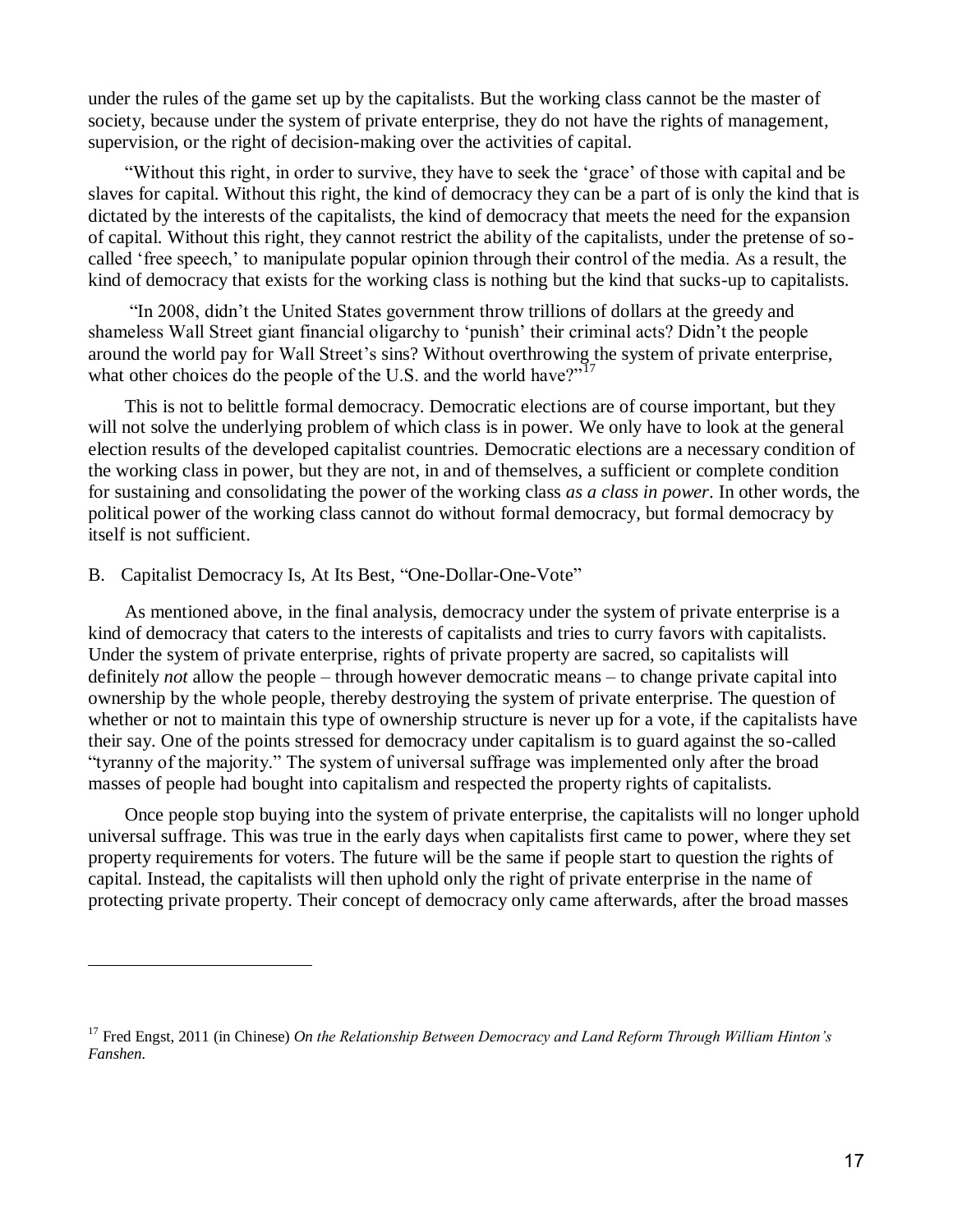under the rules of the game set up by the capitalists. But the working class cannot be the master of society, because under the system of private enterprise, they do not have the rights of management, supervision, or the right of decision-making over the activities of capital.

"Without this right, in order to survive, they have to seek the 'grace' of those with capital and be slaves for capital. Without this right, the kind of democracy they can be a part of is only the kind that is dictated by the interests of the capitalists, the kind of democracy that meets the need for the expansion of capital. Without this right, they cannot restrict the ability of the capitalists, under the pretense of so-called 'free speech,' to manipulate popular opinion through their control of the media. As a result, the kind of democracy that exists for the working class is nothing but the kind that sucks-up to capitalists.

"In 2008, didn't the United States government throw trillions of dollars at the greedy and shameless Wall Street giant financial oligarchy to 'punish' their criminal acts? Didn't the people around the world pay for Wall Street's sins? Without overthrowing the system of private enterprise, what other choices do the people of the U.S. and the world have?"[17]

This is not to belittle formal democracy. Democratic elections are of course important, but they will not solve the underlying problem of which class is in power. We only have to look at the general election results of the developed capitalist countries. Democratic elections are a necessary condition of the working class in power, but they are not, in and of themselves, a sufficient or complete condition for sustaining and consolidating the power of the working class *as a class in power*. In other words, the political power of the working class cannot do without formal democracy, but formal democracy by itself is not sufficient.

## B. Capitalist Democracy Is, At Its Best, "One-Dollar-One-Vote"

As mentioned above, in the final analysis, democracy under the system of private enterprise is a kind of democracy that caters to the interests of capitalists and tries to curry favors with capitalists. Under the system of private enterprise, rights of private property are sacred, so capitalists will definitely *not* allow the people – through however democratic means – to change private capital into ownership by the whole people, thereby destroying the system of private enterprise. The question of whether or not to maintain this type of ownership structure is never up for a vote, if the capitalists have their say. One of the points stressed for democracy under capitalism is to guard against the so-called "tyranny of the majority." The system of universal suffrage was implemented only after the broad masses of people had bought into capitalism and respected the property rights of capitalists.

Once people stop buying into the system of private enterprise, the capitalists will no longer uphold universal suffrage. This was true in the early days when capitalists first came to power, where they set property requirements for voters. The future will be the same if people start to question the rights of capital. Instead, the capitalists will then uphold only the right of private enterprise in the name of protecting private property. Their concept of democracy only came afterwards, after the broad masses

---

[17] Fred Engst, 2011 (in Chinese) *On the Relationship Between Democracy and Land Reform Through William Hinton's Fanshen.*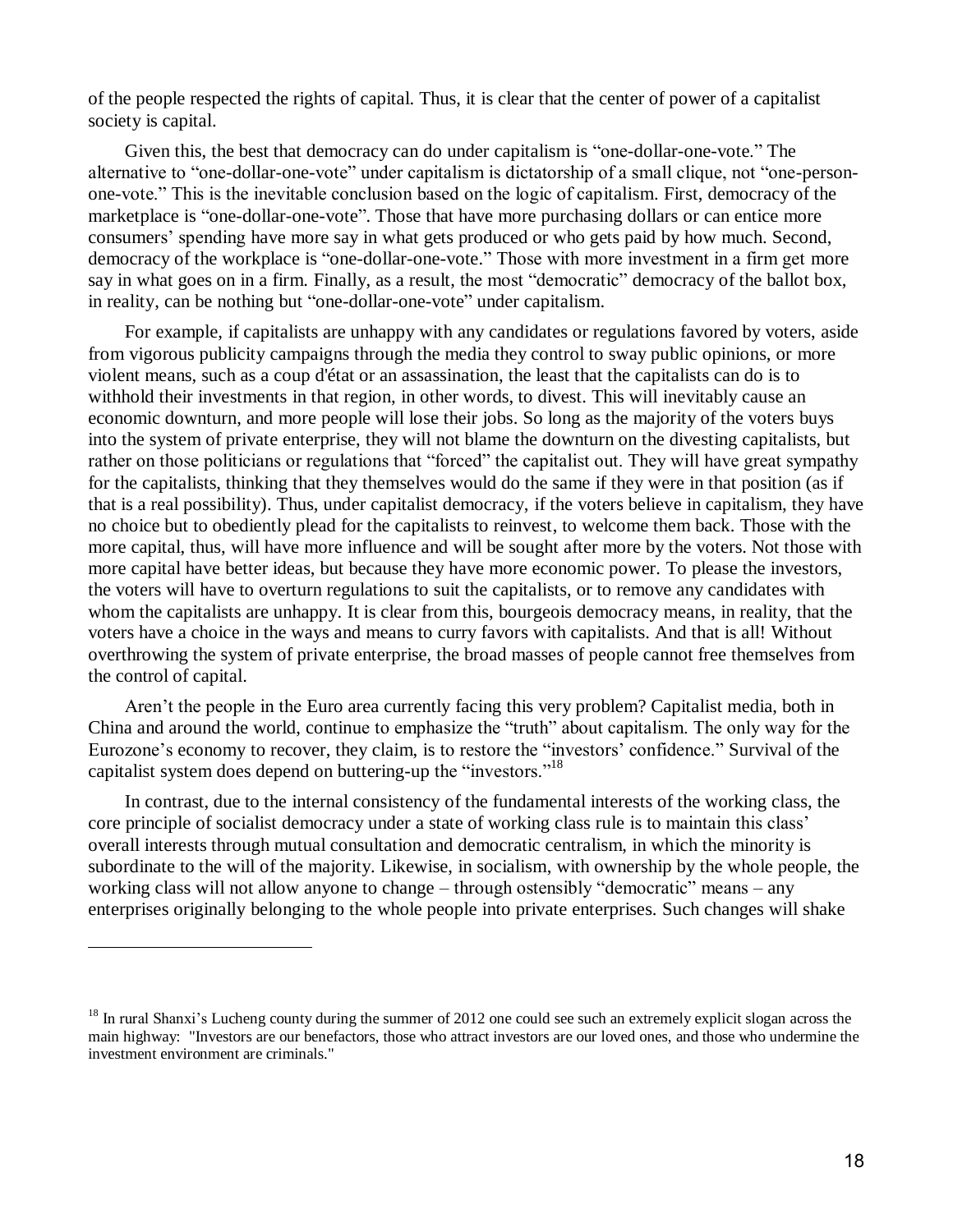of the people respected the rights of capital. Thus, it is clear that the center of power of a capitalist society is capital.

Given this, the best that democracy can do under capitalism is "one-dollar-one-vote." The alternative to "one-dollar-one-vote" under capitalism is dictatorship of a small clique, not "one-person-one-vote." This is the inevitable conclusion based on the logic of capitalism. First, democracy of the marketplace is "one-dollar-one-vote". Those that have more purchasing dollars or can entice more consumers' spending have more say in what gets produced or who gets paid by how much. Second, democracy of the workplace is "one-dollar-one-vote." Those with more investment in a firm get more say in what goes on in a firm. Finally, as a result, the most "democratic" democracy of the ballot box, in reality, can be nothing but "one-dollar-one-vote" under capitalism.

For example, if capitalists are unhappy with any candidates or regulations favored by voters, aside from vigorous publicity campaigns through the media they control to sway public opinions, or more violent means, such as a coup d'état or an assassination, the least that the capitalists can do is to withhold their investments in that region, in other words, to divest. This will inevitably cause an economic downturn, and more people will lose their jobs. So long as the majority of the voters buys into the system of private enterprise, they will not blame the downturn on the divesting capitalists, but rather on those politicians or regulations that "forced" the capitalist out. They will have great sympathy for the capitalists, thinking that they themselves would do the same if they were in that position (as if that is a real possibility). Thus, under capitalist democracy, if the voters believe in capitalism, they have no choice but to obediently plead for the capitalists to reinvest, to welcome them back. Those with the more capital, thus, will have more influence and will be sought after more by the voters. Not those with more capital have better ideas, but because they have more economic power. To please the investors, the voters will have to overturn regulations to suit the capitalists, or to remove any candidates with whom the capitalists are unhappy. It is clear from this, bourgeois democracy means, in reality, that the voters have a choice in the ways and means to curry favors with capitalists. And that is all! Without overthrowing the system of private enterprise, the broad masses of people cannot free themselves from the control of capital.

Aren't the people in the Euro area currently facing this very problem? Capitalist media, both in China and around the world, continue to emphasize the "truth" about capitalism. The only way for the Eurozone's economy to recover, they claim, is to restore the "investors' confidence." Survival of the capitalist system does depend on buttering-up the "investors."[18]

In contrast, due to the internal consistency of the fundamental interests of the working class, the core principle of socialist democracy under a state of working class rule is to maintain this class' overall interests through mutual consultation and democratic centralism, in which the minority is subordinate to the will of the majority. Likewise, in socialism, with ownership by the whole people, the working class will not allow anyone to change – through ostensibly "democratic" means – any enterprises originally belonging to the whole people into private enterprises. Such changes will shake

---

[18] In rural Shanxi's Lucheng county during the summer of 2012 one could see such an extremely explicit slogan across the main highway: "Investors are our benefactors, those who attract investors are our loved ones, and those who undermine the investment environment are criminals."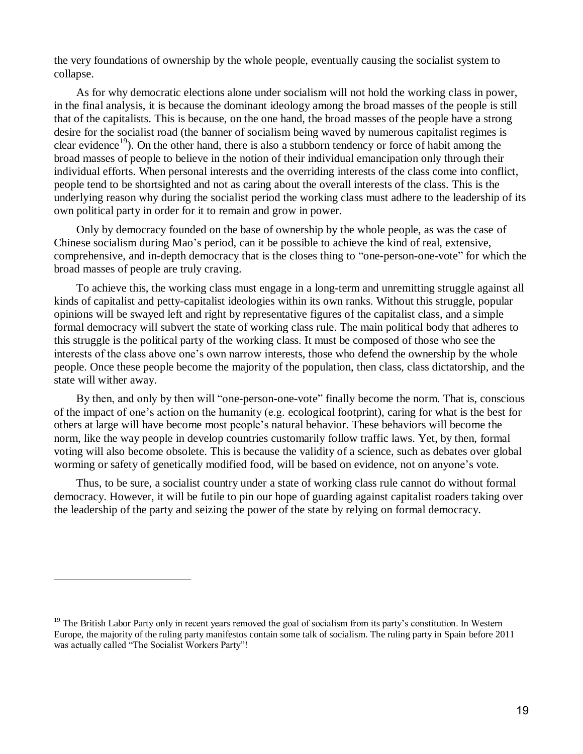the very foundations of ownership by the whole people, eventually causing the socialist system to collapse.

As for why democratic elections alone under socialism will not hold the working class in power, in the final analysis, it is because the dominant ideology among the broad masses of the people is still that of the capitalists. This is because, on the one hand, the broad masses of the people have a strong desire for the socialist road (the banner of socialism being waved by numerous capitalist regimes is clear evidence[19]). On the other hand, there is also a stubborn tendency or force of habit among the broad masses of people to believe in the notion of their individual emancipation only through their individual efforts. When personal interests and the overriding interests of the class come into conflict, people tend to be shortsighted and not as caring about the overall interests of the class. This is the underlying reason why during the socialist period the working class must adhere to the leadership of its own political party in order for it to remain and grow in power.

Only by democracy founded on the base of ownership by the whole people, as was the case of Chinese socialism during Mao's period, can it be possible to achieve the kind of real, extensive, comprehensive, and in-depth democracy that is the closes thing to "one-person-one-vote" for which the broad masses of people are truly craving.

To achieve this, the working class must engage in a long-term and unremitting struggle against all kinds of capitalist and petty-capitalist ideologies within its own ranks. Without this struggle, popular opinions will be swayed left and right by representative figures of the capitalist class, and a simple formal democracy will subvert the state of working class rule. The main political body that adheres to this struggle is the political party of the working class. It must be composed of those who see the interests of the class above one's own narrow interests, those who defend the ownership by the whole people. Once these people become the majority of the population, then class, class dictatorship, and the state will wither away.

By then, and only by then will "one-person-one-vote" finally become the norm. That is, conscious of the impact of one's action on the humanity (e.g. ecological footprint), caring for what is the best for others at large will have become most people's natural behavior. These behaviors will become the norm, like the way people in develop countries customarily follow traffic laws. Yet, by then, formal voting will also become obsolete. This is because the validity of a science, such as debates over global worming or safety of genetically modified food, will be based on evidence, not on anyone's vote.

Thus, to be sure, a socialist country under a state of working class rule cannot do without formal democracy. However, it will be futile to pin our hope of guarding against capitalist roaders taking over the leadership of the party and seizing the power of the state by relying on formal democracy.

---

[19] The British Labor Party only in recent years removed the goal of socialism from its party's constitution. In Western Europe, the majority of the ruling party manifestos contain some talk of socialism. The ruling party in Spain before 2011 was actually called "The Socialist Workers Party"!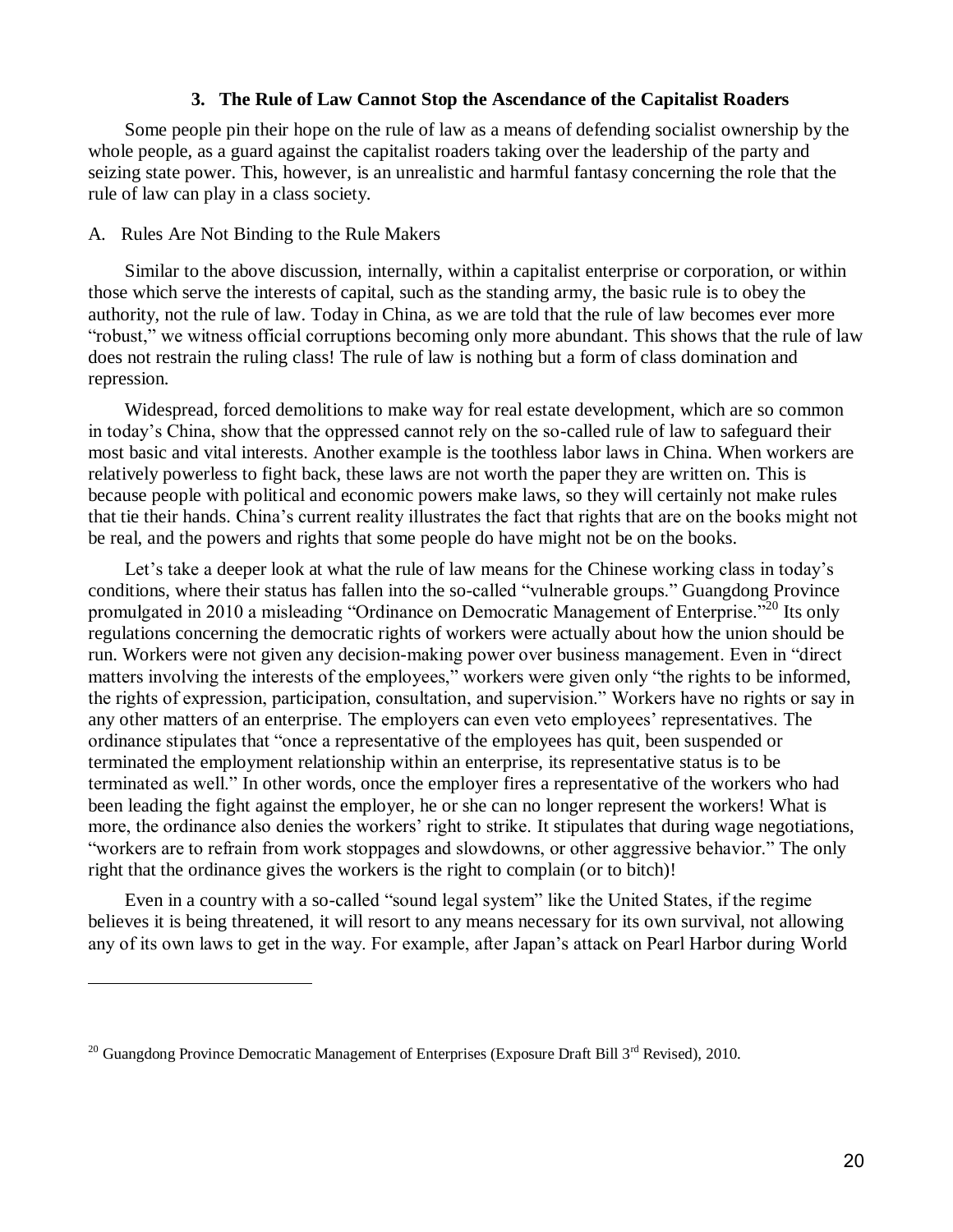### 3. The Rule of Law Cannot Stop the Ascendance of the Capitalist Roaders

Some people pin their hope on the rule of law as a means of defending socialist ownership by the whole people, as a guard against the capitalist roaders taking over the leadership of the party and seizing state power. This, however, is an unrealistic and harmful fantasy concerning the role that the rule of law can play in a class society.

A. Rules Are Not Binding to the Rule Makers

Similar to the above discussion, internally, within a capitalist enterprise or corporation, or within those which serve the interests of capital, such as the standing army, the basic rule is to obey the authority, not the rule of law. Today in China, as we are told that the rule of law becomes ever more "robust," we witness official corruptions becoming only more abundant. This shows that the rule of law does not restrain the ruling class! The rule of law is nothing but a form of class domination and repression.

Widespread, forced demolitions to make way for real estate development, which are so common in today's China, show that the oppressed cannot rely on the so-called rule of law to safeguard their most basic and vital interests. Another example is the toothless labor laws in China. When workers are relatively powerless to fight back, these laws are not worth the paper they are written on. This is because people with political and economic powers make laws, so they will certainly not make rules that tie their hands. China's current reality illustrates the fact that rights that are on the books might not be real, and the powers and rights that some people do have might not be on the books.

Let's take a deeper look at what the rule of law means for the Chinese working class in today's conditions, where their status has fallen into the so-called "vulnerable groups." Guangdong Province promulgated in 2010 a misleading "Ordinance on Democratic Management of Enterprise."[20] Its only regulations concerning the democratic rights of workers were actually about how the union should be run. Workers were not given any decision-making power over business management. Even in "direct matters involving the interests of the employees," workers were given only "the rights to be informed, the rights of expression, participation, consultation, and supervision." Workers have no rights or say in any other matters of an enterprise. The employers can even veto employees' representatives. The ordinance stipulates that "once a representative of the employees has quit, been suspended or terminated the employment relationship within an enterprise, its representative status is to be terminated as well." In other words, once the employer fires a representative of the workers who had been leading the fight against the employer, he or she can no longer represent the workers! What is more, the ordinance also denies the workers' right to strike. It stipulates that during wage negotiations, "workers are to refrain from work stoppages and slowdowns, or other aggressive behavior." The only right that the ordinance gives the workers is the right to complain (or to bitch)!

Even in a country with a so-called "sound legal system" like the United States, if the regime believes it is being threatened, it will resort to any means necessary for its own survival, not allowing any of its own laws to get in the way. For example, after Japan's attack on Pearl Harbor during World

---

[20] Guangdong Province Democratic Management of Enterprises (Exposure Draft Bill 3rd Revised), 2010.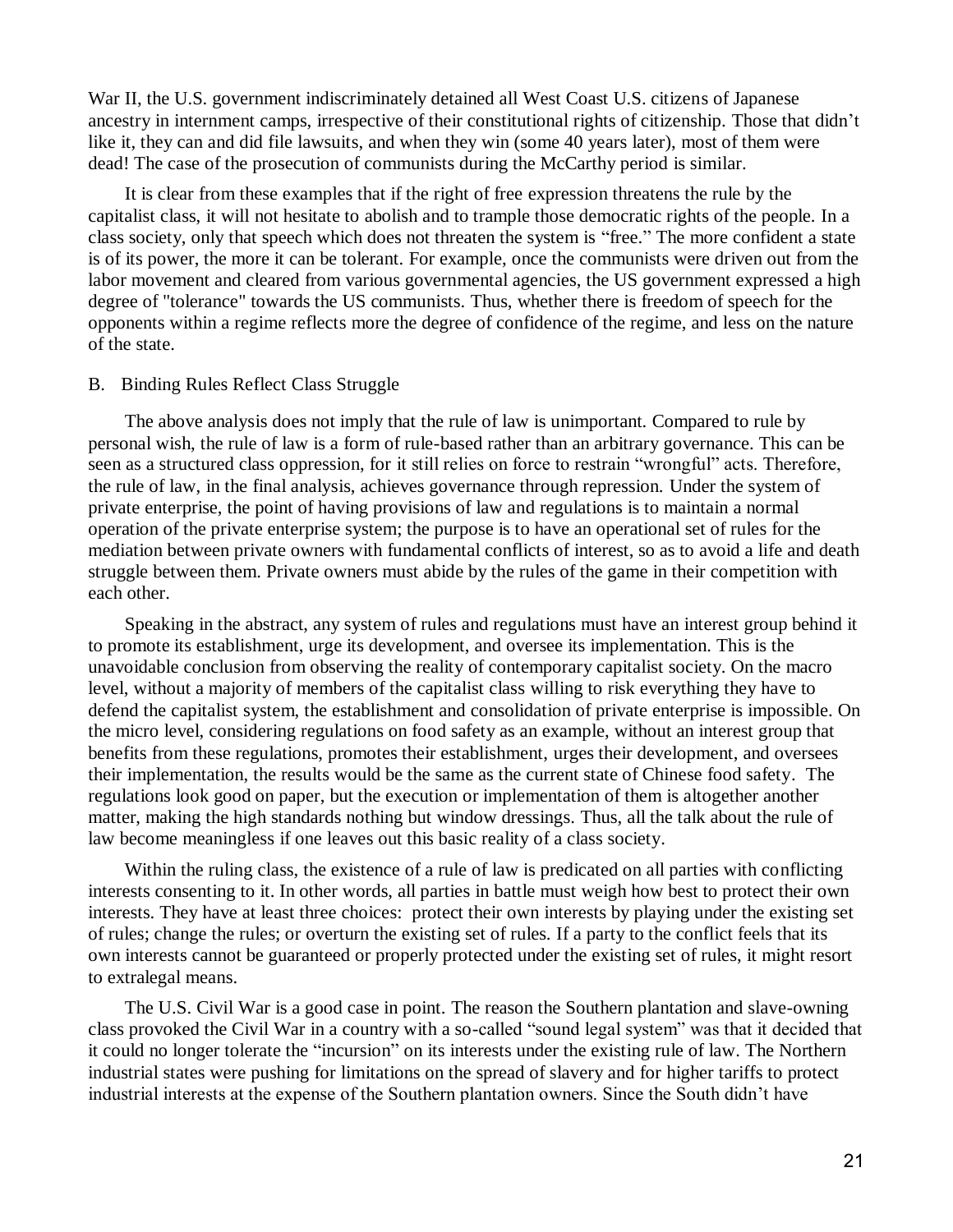War II, the U.S. government indiscriminately detained all West Coast U.S. citizens of Japanese ancestry in internment camps, irrespective of their constitutional rights of citizenship. Those that didn't like it, they can and did file lawsuits, and when they win (some 40 years later), most of them were dead! The case of the prosecution of communists during the McCarthy period is similar.

It is clear from these examples that if the right of free expression threatens the rule by the capitalist class, it will not hesitate to abolish and to trample those democratic rights of the people. In a class society, only that speech which does not threaten the system is "free." The more confident a state is of its power, the more it can be tolerant. For example, once the communists were driven out from the labor movement and cleared from various governmental agencies, the US government expressed a high degree of "tolerance" towards the US communists. Thus, whether there is freedom of speech for the opponents within a regime reflects more the degree of confidence of the regime, and less on the nature of the state.

## B. Binding Rules Reflect Class Struggle

The above analysis does not imply that the rule of law is unimportant. Compared to rule by personal wish, the rule of law is a form of rule-based rather than an arbitrary governance. This can be seen as a structured class oppression, for it still relies on force to restrain "wrongful" acts. Therefore, the rule of law, in the final analysis, achieves governance through repression. Under the system of private enterprise, the point of having provisions of law and regulations is to maintain a normal operation of the private enterprise system; the purpose is to have an operational set of rules for the mediation between private owners with fundamental conflicts of interest, so as to avoid a life and death struggle between them. Private owners must abide by the rules of the game in their competition with each other.

Speaking in the abstract, any system of rules and regulations must have an interest group behind it to promote its establishment, urge its development, and oversee its implementation. This is the unavoidable conclusion from observing the reality of contemporary capitalist society. On the macro level, without a majority of members of the capitalist class willing to risk everything they have to defend the capitalist system, the establishment and consolidation of private enterprise is impossible. On the micro level, considering regulations on food safety as an example, without an interest group that benefits from these regulations, promotes their establishment, urges their development, and oversees their implementation, the results would be the same as the current state of Chinese food safety. The regulations look good on paper, but the execution or implementation of them is altogether another matter, making the high standards nothing but window dressings. Thus, all the talk about the rule of law become meaningless if one leaves out this basic reality of a class society.

Within the ruling class, the existence of a rule of law is predicated on all parties with conflicting interests consenting to it. In other words, all parties in battle must weigh how best to protect their own interests. They have at least three choices: protect their own interests by playing under the existing set of rules; change the rules; or overturn the existing set of rules. If a party to the conflict feels that its own interests cannot be guaranteed or properly protected under the existing set of rules, it might resort to extralegal means.

The U.S. Civil War is a good case in point. The reason the Southern plantation and slave-owning class provoked the Civil War in a country with a so-called "sound legal system" was that it decided that it could no longer tolerate the "incursion" on its interests under the existing rule of law. The Northern industrial states were pushing for limitations on the spread of slavery and for higher tariffs to protect industrial interests at the expense of the Southern plantation owners. Since the South didn't have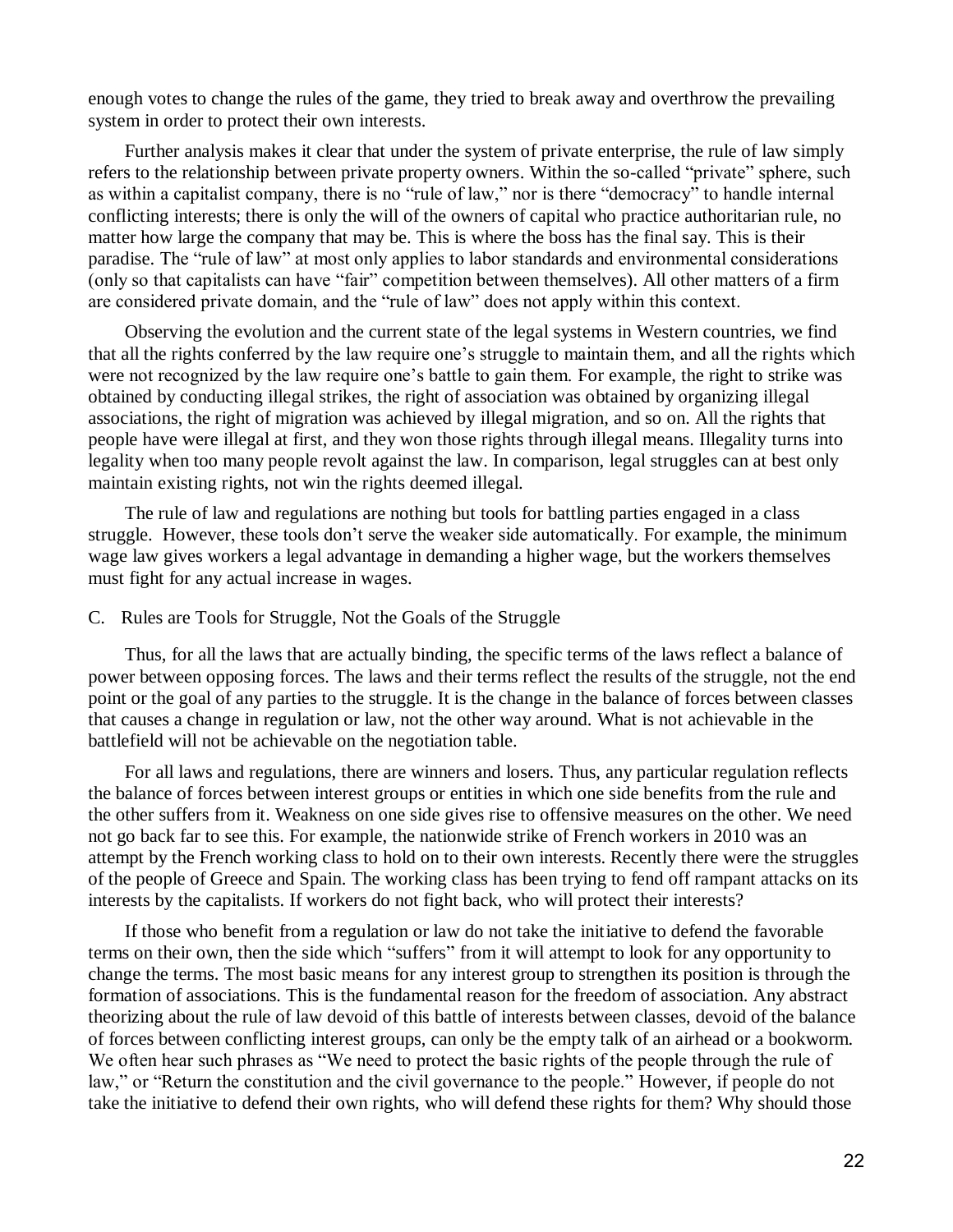enough votes to change the rules of the game, they tried to break away and overthrow the prevailing system in order to protect their own interests.

Further analysis makes it clear that under the system of private enterprise, the rule of law simply refers to the relationship between private property owners. Within the so-called "private" sphere, such as within a capitalist company, there is no "rule of law," nor is there "democracy" to handle internal conflicting interests; there is only the will of the owners of capital who practice authoritarian rule, no matter how large the company that may be. This is where the boss has the final say. This is their paradise. The "rule of law" at most only applies to labor standards and environmental considerations (only so that capitalists can have "fair" competition between themselves). All other matters of a firm are considered private domain, and the "rule of law" does not apply within this context.

Observing the evolution and the current state of the legal systems in Western countries, we find that all the rights conferred by the law require one's struggle to maintain them, and all the rights which were not recognized by the law require one's battle to gain them. For example, the right to strike was obtained by conducting illegal strikes, the right of association was obtained by organizing illegal associations, the right of migration was achieved by illegal migration, and so on. All the rights that people have were illegal at first, and they won those rights through illegal means. Illegality turns into legality when too many people revolt against the law. In comparison, legal struggles can at best only maintain existing rights, not win the rights deemed illegal.

The rule of law and regulations are nothing but tools for battling parties engaged in a class struggle. However, these tools don't serve the weaker side automatically. For example, the minimum wage law gives workers a legal advantage in demanding a higher wage, but the workers themselves must fight for any actual increase in wages.

### C. Rules are Tools for Struggle, Not the Goals of the Struggle

Thus, for all the laws that are actually binding, the specific terms of the laws reflect a balance of power between opposing forces. The laws and their terms reflect the results of the struggle, not the end point or the goal of any parties to the struggle. It is the change in the balance of forces between classes that causes a change in regulation or law, not the other way around. What is not achievable in the battlefield will not be achievable on the negotiation table.

For all laws and regulations, there are winners and losers. Thus, any particular regulation reflects the balance of forces between interest groups or entities in which one side benefits from the rule and the other suffers from it. Weakness on one side gives rise to offensive measures on the other. We need not go back far to see this. For example, the nationwide strike of French workers in 2010 was an attempt by the French working class to hold on to their own interests. Recently there were the struggles of the people of Greece and Spain. The working class has been trying to fend off rampant attacks on its interests by the capitalists. If workers do not fight back, who will protect their interests?

If those who benefit from a regulation or law do not take the initiative to defend the favorable terms on their own, then the side which "suffers" from it will attempt to look for any opportunity to change the terms. The most basic means for any interest group to strengthen its position is through the formation of associations. This is the fundamental reason for the freedom of association. Any abstract theorizing about the rule of law devoid of this battle of interests between classes, devoid of the balance of forces between conflicting interest groups, can only be the empty talk of an airhead or a bookworm. We often hear such phrases as "We need to protect the basic rights of the people through the rule of law," or "Return the constitution and the civil governance to the people." However, if people do not take the initiative to defend their own rights, who will defend these rights for them? Why should those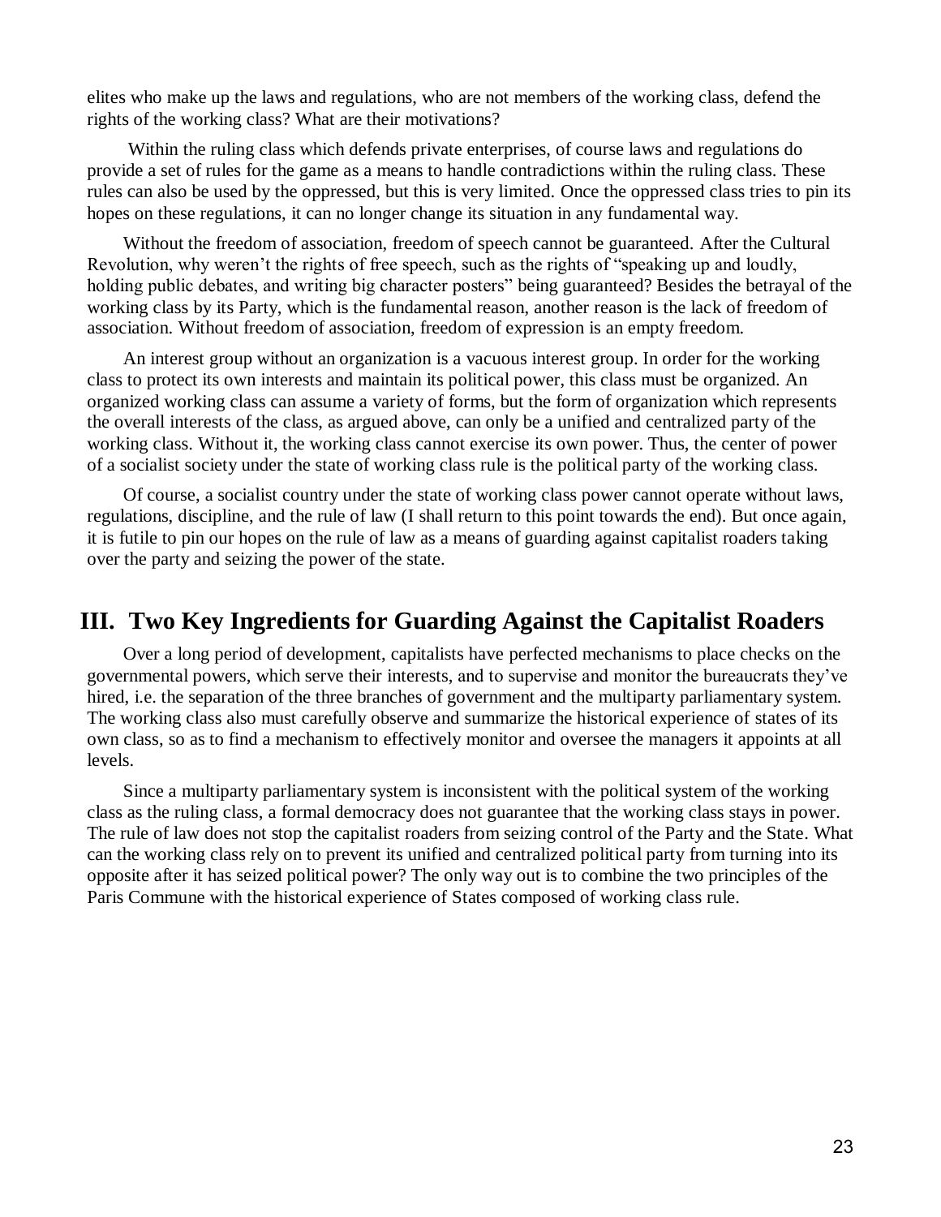elites who make up the laws and regulations, who are not members of the working class, defend the rights of the working class? What are their motivations?

Within the ruling class which defends private enterprises, of course laws and regulations do provide a set of rules for the game as a means to handle contradictions within the ruling class. These rules can also be used by the oppressed, but this is very limited. Once the oppressed class tries to pin its hopes on these regulations, it can no longer change its situation in any fundamental way.

Without the freedom of association, freedom of speech cannot be guaranteed. After the Cultural Revolution, why weren't the rights of free speech, such as the rights of "speaking up and loudly, holding public debates, and writing big character posters" being guaranteed? Besides the betrayal of the working class by its Party, which is the fundamental reason, another reason is the lack of freedom of association. Without freedom of association, freedom of expression is an empty freedom.

An interest group without an organization is a vacuous interest group. In order for the working class to protect its own interests and maintain its political power, this class must be organized. An organized working class can assume a variety of forms, but the form of organization which represents the overall interests of the class, as argued above, can only be a unified and centralized party of the working class. Without it, the working class cannot exercise its own power. Thus, the center of power of a socialist society under the state of working class rule is the political party of the working class.

Of course, a socialist country under the state of working class power cannot operate without laws, regulations, discipline, and the rule of law (I shall return to this point towards the end). But once again, it is futile to pin our hopes on the rule of law as a means of guarding against capitalist roaders taking over the party and seizing the power of the state.

## III. Two Key Ingredients for Guarding Against the Capitalist Roaders

Over a long period of development, capitalists have perfected mechanisms to place checks on the governmental powers, which serve their interests, and to supervise and monitor the bureaucrats they've hired, i.e. the separation of the three branches of government and the multiparty parliamentary system. The working class also must carefully observe and summarize the historical experience of states of its own class, so as to find a mechanism to effectively monitor and oversee the managers it appoints at all levels.

Since a multiparty parliamentary system is inconsistent with the political system of the working class as the ruling class, a formal democracy does not guarantee that the working class stays in power. The rule of law does not stop the capitalist roaders from seizing control of the Party and the State. What can the working class rely on to prevent its unified and centralized political party from turning into its opposite after it has seized political power? The only way out is to combine the two principles of the Paris Commune with the historical experience of States composed of working class rule.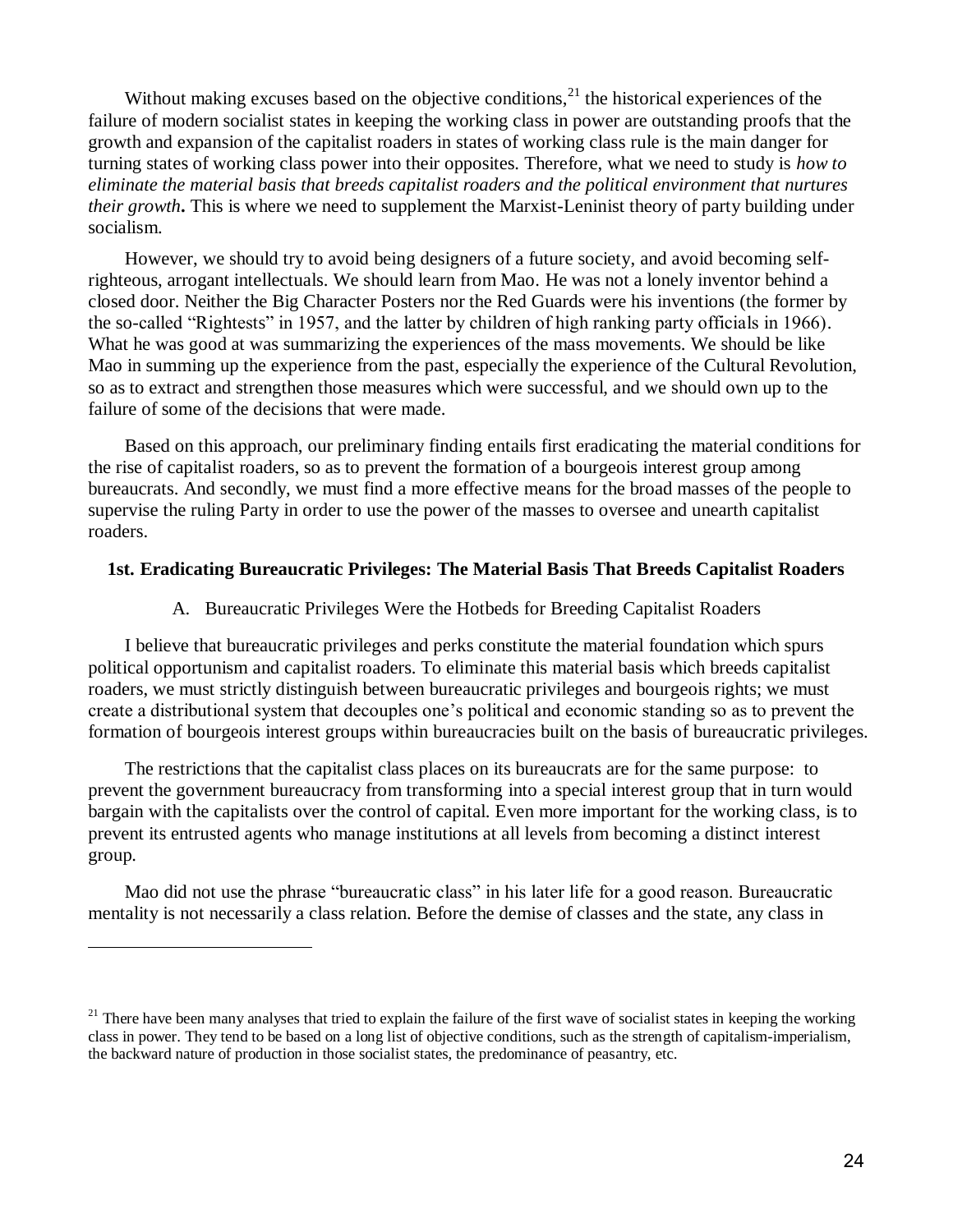Without making excuses based on the objective conditions,[21] the historical experiences of the failure of modern socialist states in keeping the working class in power are outstanding proofs that the growth and expansion of the capitalist roaders in states of working class rule is the main danger for turning states of working class power into their opposites. Therefore, what we need to study is *how to eliminate the material basis that breeds capitalist roaders and the political environment that nurtures their growth***.** This is where we need to supplement the Marxist-Leninist theory of party building under socialism.

However, we should try to avoid being designers of a future society, and avoid becoming self-righteous, arrogant intellectuals. We should learn from Mao. He was not a lonely inventor behind a closed door. Neither the Big Character Posters nor the Red Guards were his inventions (the former by the so-called "Rightests" in 1957, and the latter by children of high ranking party officials in 1966). What he was good at was summarizing the experiences of the mass movements. We should be like Mao in summing up the experience from the past, especially the experience of the Cultural Revolution, so as to extract and strengthen those measures which were successful, and we should own up to the failure of some of the decisions that were made.

Based on this approach, our preliminary finding entails first eradicating the material conditions for the rise of capitalist roaders, so as to prevent the formation of a bourgeois interest group among bureaucrats. And secondly, we must find a more effective means for the broad masses of the people to supervise the ruling Party in order to use the power of the masses to oversee and unearth capitalist roaders.

### 1st. Eradicating Bureaucratic Privileges: The Material Basis That Breeds Capitalist Roaders

A. Bureaucratic Privileges Were the Hotbeds for Breeding Capitalist Roaders

I believe that bureaucratic privileges and perks constitute the material foundation which spurs political opportunism and capitalist roaders. To eliminate this material basis which breeds capitalist roaders, we must strictly distinguish between bureaucratic privileges and bourgeois rights; we must create a distributional system that decouples one's political and economic standing so as to prevent the formation of bourgeois interest groups within bureaucracies built on the basis of bureaucratic privileges.

The restrictions that the capitalist class places on its bureaucrats are for the same purpose: to prevent the government bureaucracy from transforming into a special interest group that in turn would bargain with the capitalists over the control of capital. Even more important for the working class, is to prevent its entrusted agents who manage institutions at all levels from becoming a distinct interest group.

Mao did not use the phrase "bureaucratic class" in his later life for a good reason. Bureaucratic mentality is not necessarily a class relation. Before the demise of classes and the state, any class in

---

[21] There have been many analyses that tried to explain the failure of the first wave of socialist states in keeping the working class in power. They tend to be based on a long list of objective conditions, such as the strength of capitalism-imperialism, the backward nature of production in those socialist states, the predominance of peasantry, etc.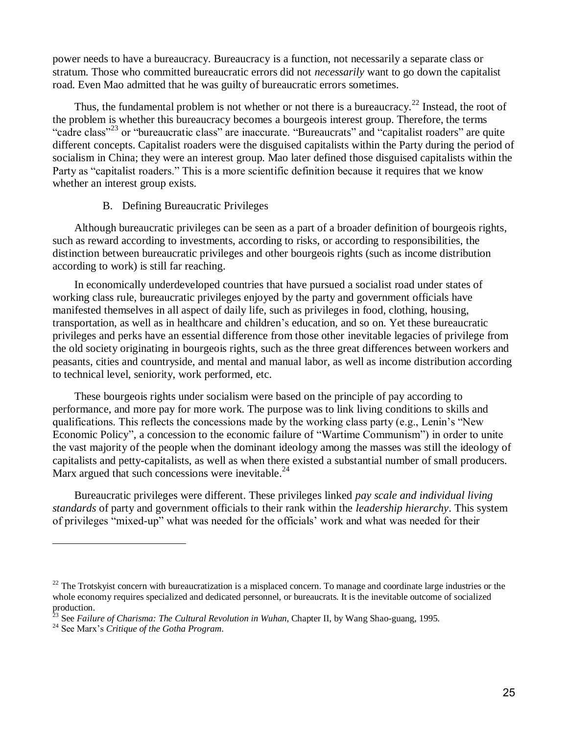power needs to have a bureaucracy. Bureaucracy is a function, not necessarily a separate class or stratum. Those who committed bureaucratic errors did not *necessarily* want to go down the capitalist road. Even Mao admitted that he was guilty of bureaucratic errors sometimes.

Thus, the fundamental problem is not whether or not there is a bureaucracy.[22] Instead, the root of the problem is whether this bureaucracy becomes a bourgeois interest group. Therefore, the terms "cadre class"[23] or "bureaucratic class" are inaccurate. "Bureaucrats" and "capitalist roaders" are quite different concepts. Capitalist roaders were the disguised capitalists within the Party during the period of socialism in China; they were an interest group. Mao later defined those disguised capitalists within the Party as "capitalist roaders." This is a more scientific definition because it requires that we know whether an interest group exists.

### B. Defining Bureaucratic Privileges

Although bureaucratic privileges can be seen as a part of a broader definition of bourgeois rights, such as reward according to investments, according to risks, or according to responsibilities, the distinction between bureaucratic privileges and other bourgeois rights (such as income distribution according to work) is still far reaching.

In economically underdeveloped countries that have pursued a socialist road under states of working class rule, bureaucratic privileges enjoyed by the party and government officials have manifested themselves in all aspect of daily life, such as privileges in food, clothing, housing, transportation, as well as in healthcare and children's education, and so on. Yet these bureaucratic privileges and perks have an essential difference from those other inevitable legacies of privilege from the old society originating in bourgeois rights, such as the three great differences between workers and peasants, cities and countryside, and mental and manual labor, as well as income distribution according to technical level, seniority, work performed, etc.

These bourgeois rights under socialism were based on the principle of pay according to performance, and more pay for more work. The purpose was to link living conditions to skills and qualifications. This reflects the concessions made by the working class party (e.g., Lenin's "New Economic Policy", a concession to the economic failure of "Wartime Communism") in order to unite the vast majority of the people when the dominant ideology among the masses was still the ideology of capitalists and petty-capitalists, as well as when there existed a substantial number of small producers. Marx argued that such concessions were inevitable.[24]

Bureaucratic privileges were different. These privileges linked *pay scale and individual living standards* of party and government officials to their rank within the *leadership hierarchy*. This system of privileges "mixed-up" what was needed for the officials' work and what was needed for their

---

[22] The Trotskyist concern with bureaucratization is a misplaced concern. To manage and coordinate large industries or the whole economy requires specialized and dedicated personnel, or bureaucrats. It is the inevitable outcome of socialized production.

[23] See *Failure of Charisma: The Cultural Revolution in Wuhan*, Chapter II, by Wang Shao-guang, 1995.

[24] See Marx's *Critique of the Gotha Program*.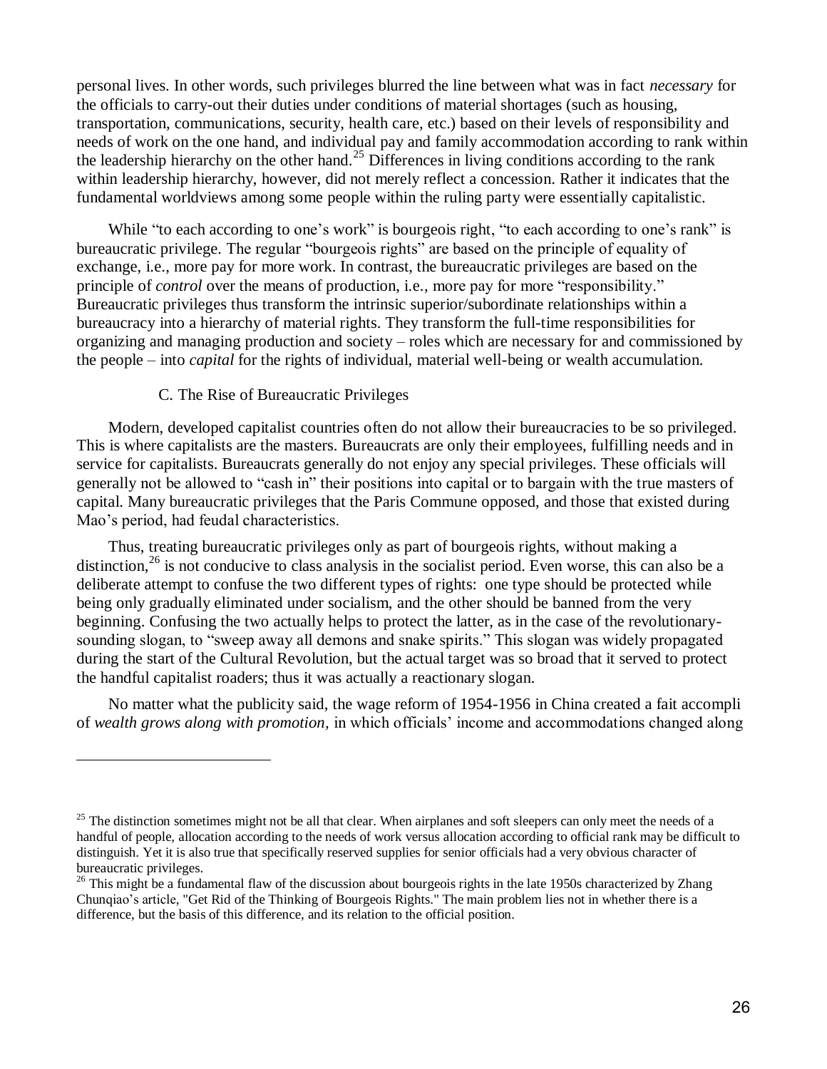personal lives. In other words, such privileges blurred the line between what was in fact *necessary* for the officials to carry-out their duties under conditions of material shortages (such as housing, transportation, communications, security, health care, etc.) based on their levels of responsibility and needs of work on the one hand, and individual pay and family accommodation according to rank within the leadership hierarchy on the other hand.[25] Differences in living conditions according to the rank within leadership hierarchy, however, did not merely reflect a concession. Rather it indicates that the fundamental worldviews among some people within the ruling party were essentially capitalistic.

While "to each according to one's work" is bourgeois right, "to each according to one's rank" is bureaucratic privilege. The regular "bourgeois rights" are based on the principle of equality of exchange, i.e., more pay for more work. In contrast, the bureaucratic privileges are based on the principle of *control* over the means of production, i.e., more pay for more "responsibility." Bureaucratic privileges thus transform the intrinsic superior/subordinate relationships within a bureaucracy into a hierarchy of material rights. They transform the full-time responsibilities for organizing and managing production and society – roles which are necessary for and commissioned by the people – into *capital* for the rights of individual, material well-being or wealth accumulation.

### C. The Rise of Bureaucratic Privileges

Modern, developed capitalist countries often do not allow their bureaucracies to be so privileged. This is where capitalists are the masters. Bureaucrats are only their employees, fulfilling needs and in service for capitalists. Bureaucrats generally do not enjoy any special privileges. These officials will generally not be allowed to "cash in" their positions into capital or to bargain with the true masters of capital. Many bureaucratic privileges that the Paris Commune opposed, and those that existed during Mao's period, had feudal characteristics.

Thus, treating bureaucratic privileges only as part of bourgeois rights, without making a distinction,[26] is not conducive to class analysis in the socialist period. Even worse, this can also be a deliberate attempt to confuse the two different types of rights: one type should be protected while being only gradually eliminated under socialism, and the other should be banned from the very beginning. Confusing the two actually helps to protect the latter, as in the case of the revolutionary-sounding slogan, to "sweep away all demons and snake spirits." This slogan was widely propagated during the start of the Cultural Revolution, but the actual target was so broad that it served to protect the handful capitalist roaders; thus it was actually a reactionary slogan.

No matter what the publicity said, the wage reform of 1954-1956 in China created a fait accompli of *wealth grows along with promotion,* in which officials' income and accommodations changed along

---

[25] The distinction sometimes might not be all that clear. When airplanes and soft sleepers can only meet the needs of a handful of people, allocation according to the needs of work versus allocation according to official rank may be difficult to distinguish. Yet it is also true that specifically reserved supplies for senior officials had a very obvious character of bureaucratic privileges.

[26] This might be a fundamental flaw of the discussion about bourgeois rights in the late 1950s characterized by Zhang Chunqiao's article, "Get Rid of the Thinking of Bourgeois Rights." The main problem lies not in whether there is a difference, but the basis of this difference, and its relation to the official position.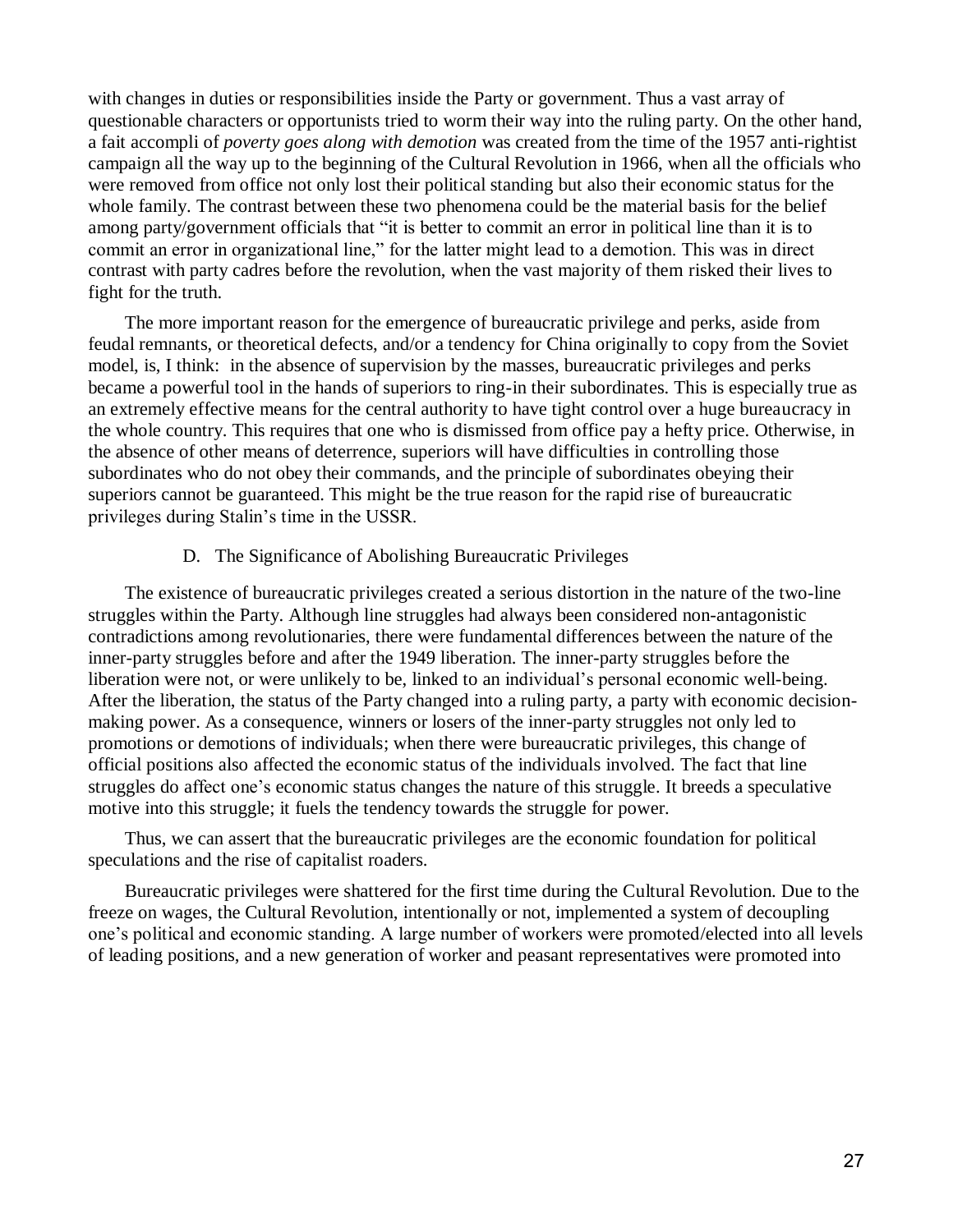with changes in duties or responsibilities inside the Party or government. Thus a vast array of questionable characters or opportunists tried to worm their way into the ruling party. On the other hand, a fait accompli of *poverty goes along with demotion* was created from the time of the 1957 anti-rightist campaign all the way up to the beginning of the Cultural Revolution in 1966, when all the officials who were removed from office not only lost their political standing but also their economic status for the whole family. The contrast between these two phenomena could be the material basis for the belief among party/government officials that "it is better to commit an error in political line than it is to commit an error in organizational line," for the latter might lead to a demotion. This was in direct contrast with party cadres before the revolution, when the vast majority of them risked their lives to fight for the truth.

The more important reason for the emergence of bureaucratic privilege and perks, aside from feudal remnants, or theoretical defects, and/or a tendency for China originally to copy from the Soviet model, is, I think: in the absence of supervision by the masses, bureaucratic privileges and perks became a powerful tool in the hands of superiors to ring-in their subordinates. This is especially true as an extremely effective means for the central authority to have tight control over a huge bureaucracy in the whole country. This requires that one who is dismissed from office pay a hefty price. Otherwise, in the absence of other means of deterrence, superiors will have difficulties in controlling those subordinates who do not obey their commands, and the principle of subordinates obeying their superiors cannot be guaranteed. This might be the true reason for the rapid rise of bureaucratic privileges during Stalin's time in the USSR.

### D. The Significance of Abolishing Bureaucratic Privileges

The existence of bureaucratic privileges created a serious distortion in the nature of the two-line struggles within the Party. Although line struggles had always been considered non-antagonistic contradictions among revolutionaries, there were fundamental differences between the nature of the inner-party struggles before and after the 1949 liberation. The inner-party struggles before the liberation were not, or were unlikely to be, linked to an individual's personal economic well-being. After the liberation, the status of the Party changed into a ruling party, a party with economic decision-making power. As a consequence, winners or losers of the inner-party struggles not only led to promotions or demotions of individuals; when there were bureaucratic privileges, this change of official positions also affected the economic status of the individuals involved. The fact that line struggles do affect one's economic status changes the nature of this struggle. It breeds a speculative motive into this struggle; it fuels the tendency towards the struggle for power.

Thus, we can assert that the bureaucratic privileges are the economic foundation for political speculations and the rise of capitalist roaders.

Bureaucratic privileges were shattered for the first time during the Cultural Revolution. Due to the freeze on wages, the Cultural Revolution, intentionally or not, implemented a system of decoupling one's political and economic standing. A large number of workers were promoted/elected into all levels of leading positions, and a new generation of worker and peasant representatives were promoted into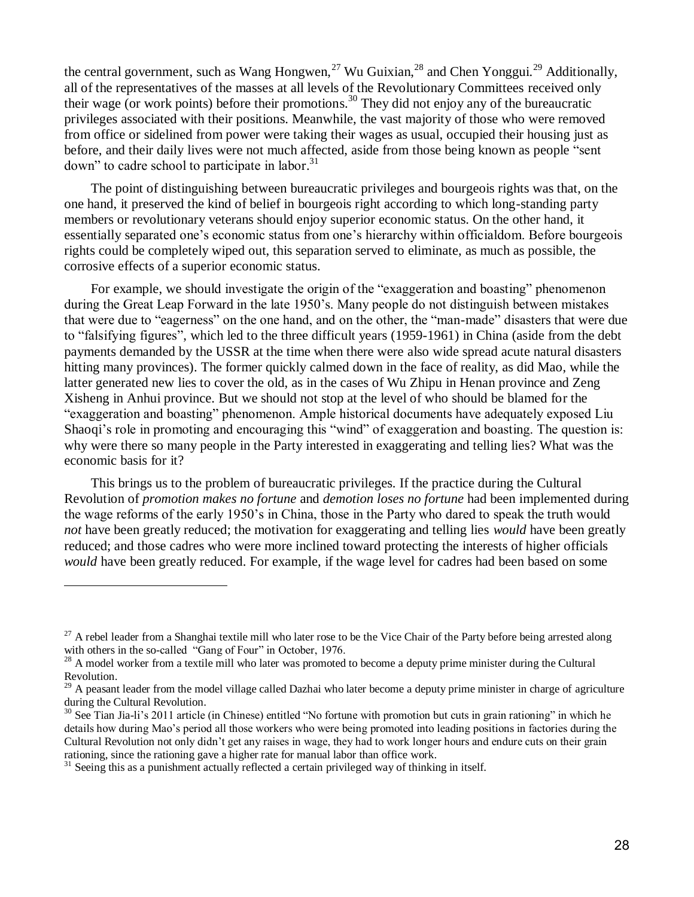the central government, such as Wang Hongwen,[27] Wu Guixian,[28] and Chen Yonggui.[29] Additionally, all of the representatives of the masses at all levels of the Revolutionary Committees received only their wage (or work points) before their promotions.[30] They did not enjoy any of the bureaucratic privileges associated with their positions. Meanwhile, the vast majority of those who were removed from office or sidelined from power were taking their wages as usual, occupied their housing just as before, and their daily lives were not much affected, aside from those being known as people "sent down" to cadre school to participate in labor.[31]

The point of distinguishing between bureaucratic privileges and bourgeois rights was that, on the one hand, it preserved the kind of belief in bourgeois right according to which long-standing party members or revolutionary veterans should enjoy superior economic status. On the other hand, it essentially separated one's economic status from one's hierarchy within officialdom. Before bourgeois rights could be completely wiped out, this separation served to eliminate, as much as possible, the corrosive effects of a superior economic status.

For example, we should investigate the origin of the "exaggeration and boasting" phenomenon during the Great Leap Forward in the late 1950's. Many people do not distinguish between mistakes that were due to "eagerness" on the one hand, and on the other, the "man-made" disasters that were due to "falsifying figures", which led to the three difficult years (1959-1961) in China (aside from the debt payments demanded by the USSR at the time when there were also wide spread acute natural disasters hitting many provinces). The former quickly calmed down in the face of reality, as did Mao, while the latter generated new lies to cover the old, as in the cases of Wu Zhipu in Henan province and Zeng Xisheng in Anhui province. But we should not stop at the level of who should be blamed for the "exaggeration and boasting" phenomenon. Ample historical documents have adequately exposed Liu Shaoqi's role in promoting and encouraging this "wind" of exaggeration and boasting. The question is: why were there so many people in the Party interested in exaggerating and telling lies? What was the economic basis for it?

This brings us to the problem of bureaucratic privileges. If the practice during the Cultural Revolution of *promotion makes no fortune* and *demotion loses no fortune* had been implemented during the wage reforms of the early 1950's in China, those in the Party who dared to speak the truth would *not* have been greatly reduced; the motivation for exaggerating and telling lies *would* have been greatly reduced; and those cadres who were more inclined toward protecting the interests of higher officials *would* have been greatly reduced. For example, if the wage level for cadres had been based on some

---

[27] A rebel leader from a Shanghai textile mill who later rose to be the Vice Chair of the Party before being arrested along with others in the so-called "Gang of Four" in October, 1976.

[28] A model worker from a textile mill who later was promoted to become a deputy prime minister during the Cultural Revolution.

[29] A peasant leader from the model village called Dazhai who later become a deputy prime minister in charge of agriculture during the Cultural Revolution.

[30] See Tian Jia-li's 2011 article (in Chinese) entitled "No fortune with promotion but cuts in grain rationing" in which he details how during Mao's period all those workers who were being promoted into leading positions in factories during the Cultural Revolution not only didn't get any raises in wage, they had to work longer hours and endure cuts on their grain rationing, since the rationing gave a higher rate for manual labor than office work.

[31] Seeing this as a punishment actually reflected a certain privileged way of thinking in itself.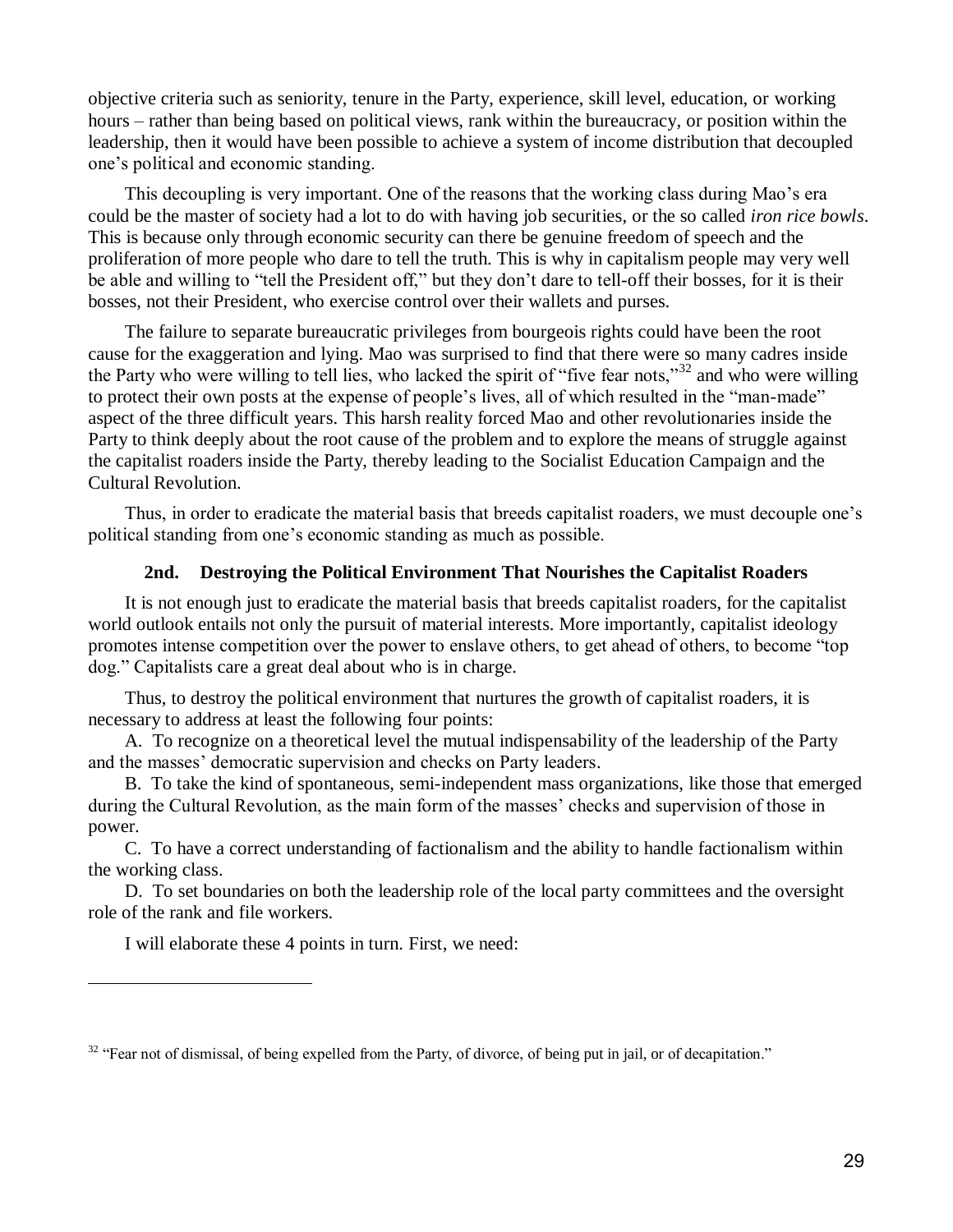objective criteria such as seniority, tenure in the Party, experience, skill level, education, or working hours – rather than being based on political views, rank within the bureaucracy, or position within the leadership, then it would have been possible to achieve a system of income distribution that decoupled one's political and economic standing.

This decoupling is very important. One of the reasons that the working class during Mao's era could be the master of society had a lot to do with having job securities, or the so called *iron rice bowls*. This is because only through economic security can there be genuine freedom of speech and the proliferation of more people who dare to tell the truth. This is why in capitalism people may very well be able and willing to "tell the President off," but they don't dare to tell-off their bosses, for it is their bosses, not their President, who exercise control over their wallets and purses.

The failure to separate bureaucratic privileges from bourgeois rights could have been the root cause for the exaggeration and lying. Mao was surprised to find that there were so many cadres inside the Party who were willing to tell lies, who lacked the spirit of "five fear nots,"[32] and who were willing to protect their own posts at the expense of people's lives, all of which resulted in the "man-made" aspect of the three difficult years. This harsh reality forced Mao and other revolutionaries inside the Party to think deeply about the root cause of the problem and to explore the means of struggle against the capitalist roaders inside the Party, thereby leading to the Socialist Education Campaign and the Cultural Revolution.

Thus, in order to eradicate the material basis that breeds capitalist roaders, we must decouple one's political standing from one's economic standing as much as possible.

### 2nd. Destroying the Political Environment That Nourishes the Capitalist Roaders

It is not enough just to eradicate the material basis that breeds capitalist roaders, for the capitalist world outlook entails not only the pursuit of material interests. More importantly, capitalist ideology promotes intense competition over the power to enslave others, to get ahead of others, to become "top dog." Capitalists care a great deal about who is in charge.

Thus, to destroy the political environment that nurtures the growth of capitalist roaders, it is necessary to address at least the following four points:

A. To recognize on a theoretical level the mutual indispensability of the leadership of the Party and the masses' democratic supervision and checks on Party leaders.

B. To take the kind of spontaneous, semi-independent mass organizations, like those that emerged during the Cultural Revolution, as the main form of the masses' checks and supervision of those in power.

C. To have a correct understanding of factionalism and the ability to handle factionalism within the working class.

D. To set boundaries on both the leadership role of the local party committees and the oversight role of the rank and file workers.

I will elaborate these 4 points in turn. First, we need:

---

[32] "Fear not of dismissal, of being expelled from the Party, of divorce, of being put in jail, or of decapitation."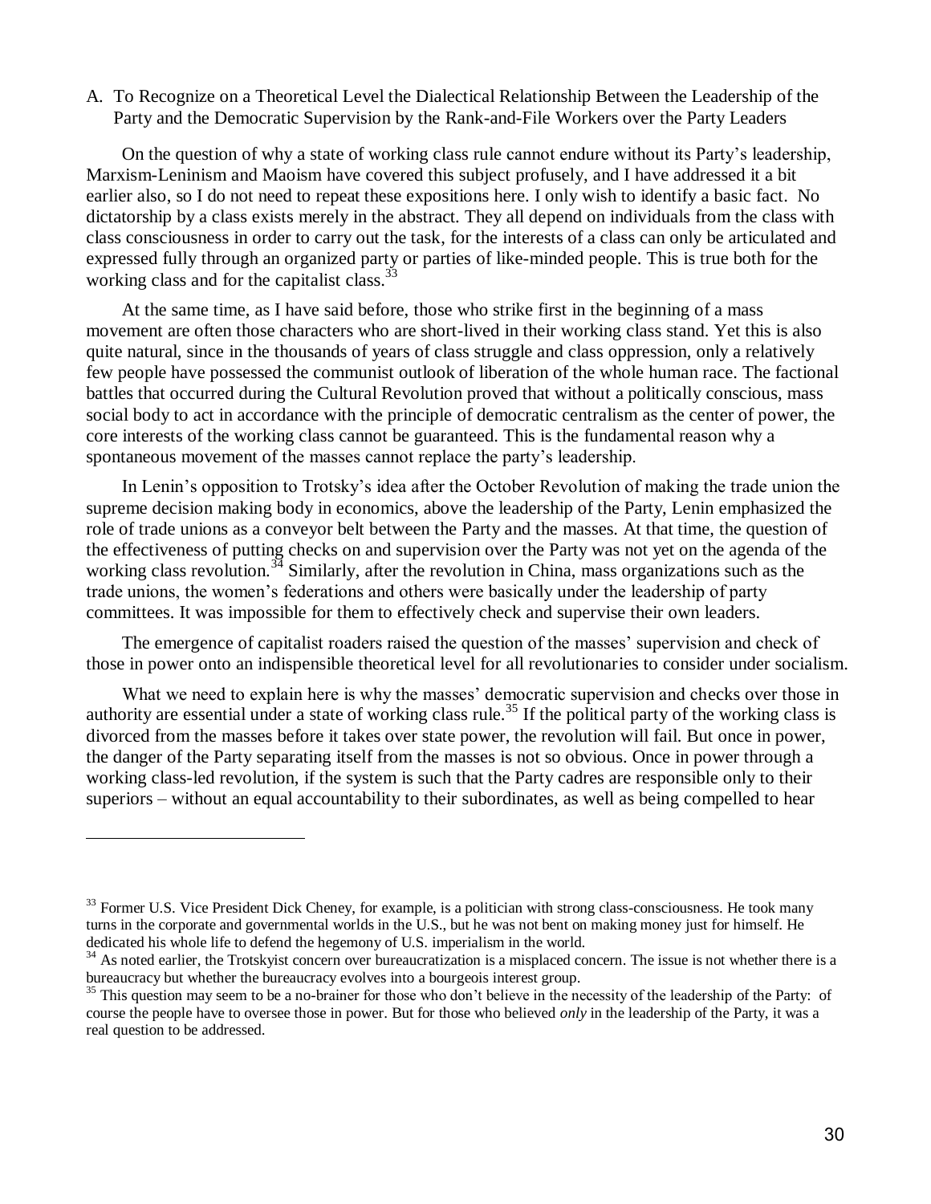A. To Recognize on a Theoretical Level the Dialectical Relationship Between the Leadership of the Party and the Democratic Supervision by the Rank-and-File Workers over the Party Leaders

On the question of why a state of working class rule cannot endure without its Party's leadership, Marxism-Leninism and Maoism have covered this subject profusely, and I have addressed it a bit earlier also, so I do not need to repeat these expositions here. I only wish to identify a basic fact. No dictatorship by a class exists merely in the abstract. They all depend on individuals from the class with class consciousness in order to carry out the task, for the interests of a class can only be articulated and expressed fully through an organized party or parties of like-minded people. This is true both for the working class and for the capitalist class.[33]

At the same time, as I have said before, those who strike first in the beginning of a mass movement are often those characters who are short-lived in their working class stand. Yet this is also quite natural, since in the thousands of years of class struggle and class oppression, only a relatively few people have possessed the communist outlook of liberation of the whole human race. The factional battles that occurred during the Cultural Revolution proved that without a politically conscious, mass social body to act in accordance with the principle of democratic centralism as the center of power, the core interests of the working class cannot be guaranteed. This is the fundamental reason why a spontaneous movement of the masses cannot replace the party's leadership.

In Lenin's opposition to Trotsky's idea after the October Revolution of making the trade union the supreme decision making body in economics, above the leadership of the Party, Lenin emphasized the role of trade unions as a conveyor belt between the Party and the masses. At that time, the question of the effectiveness of putting checks on and supervision over the Party was not yet on the agenda of the working class revolution.[34] Similarly, after the revolution in China, mass organizations such as the trade unions, the women's federations and others were basically under the leadership of party committees. It was impossible for them to effectively check and supervise their own leaders.

The emergence of capitalist roaders raised the question of the masses' supervision and check of those in power onto an indispensible theoretical level for all revolutionaries to consider under socialism.

What we need to explain here is why the masses' democratic supervision and checks over those in authority are essential under a state of working class rule.[35] If the political party of the working class is divorced from the masses before it takes over state power, the revolution will fail. But once in power, the danger of the Party separating itself from the masses is not so obvious. Once in power through a working class-led revolution, if the system is such that the Party cadres are responsible only to their superiors – without an equal accountability to their subordinates, as well as being compelled to hear

---

[33] Former U.S. Vice President Dick Cheney, for example, is a politician with strong class-consciousness. He took many turns in the corporate and governmental worlds in the U.S., but he was not bent on making money just for himself. He dedicated his whole life to defend the hegemony of U.S. imperialism in the world.

[34] As noted earlier, the Trotskyist concern over bureaucratization is a misplaced concern. The issue is not whether there is a bureaucracy but whether the bureaucracy evolves into a bourgeois interest group.

[35] This question may seem to be a no-brainer for those who don't believe in the necessity of the leadership of the Party: of course the people have to oversee those in power. But for those who believed *only* in the leadership of the Party, it was a real question to be addressed.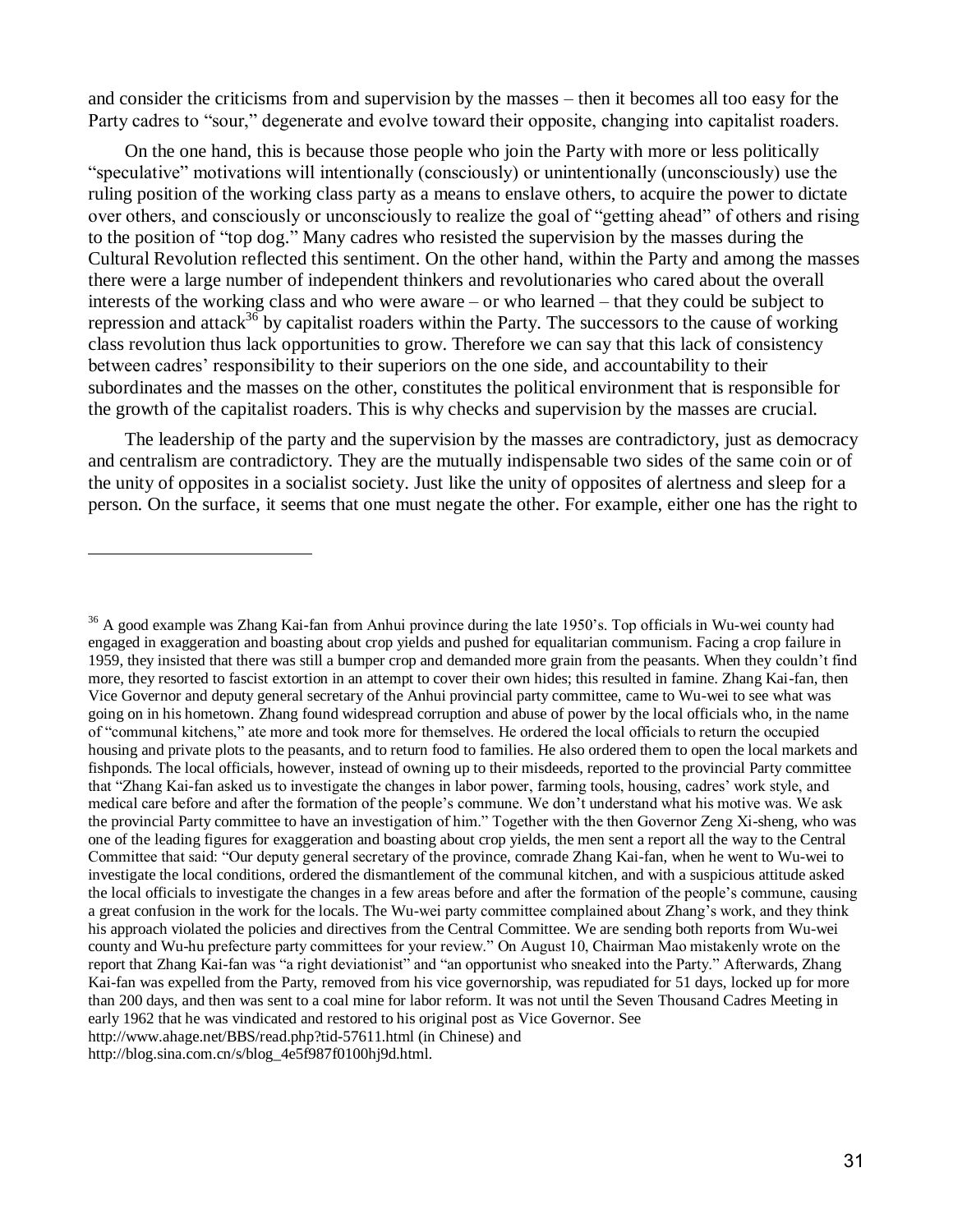and consider the criticisms from and supervision by the masses – then it becomes all too easy for the Party cadres to "sour," degenerate and evolve toward their opposite, changing into capitalist roaders.

On the one hand, this is because those people who join the Party with more or less politically "speculative" motivations will intentionally (consciously) or unintentionally (unconsciously) use the ruling position of the working class party as a means to enslave others, to acquire the power to dictate over others, and consciously or unconsciously to realize the goal of "getting ahead" of others and rising to the position of "top dog." Many cadres who resisted the supervision by the masses during the Cultural Revolution reflected this sentiment. On the other hand, within the Party and among the masses there were a large number of independent thinkers and revolutionaries who cared about the overall interests of the working class and who were aware – or who learned – that they could be subject to repression and attack[36] by capitalist roaders within the Party. The successors to the cause of working class revolution thus lack opportunities to grow. Therefore we can say that this lack of consistency between cadres' responsibility to their superiors on the one side, and accountability to their subordinates and the masses on the other, constitutes the political environment that is responsible for the growth of the capitalist roaders. This is why checks and supervision by the masses are crucial.

The leadership of the party and the supervision by the masses are contradictory, just as democracy and centralism are contradictory. They are the mutually indispensable two sides of the same coin or of the unity of opposites in a socialist society. Just like the unity of opposites of alertness and sleep for a person. On the surface, it seems that one must negate the other. For example, either one has the right to

---

[36] A good example was Zhang Kai-fan from Anhui province during the late 1950's. Top officials in Wu-wei county had engaged in exaggeration and boasting about crop yields and pushed for equalitarian communism. Facing a crop failure in 1959, they insisted that there was still a bumper crop and demanded more grain from the peasants. When they couldn't find more, they resorted to fascist extortion in an attempt to cover their own hides; this resulted in famine. Zhang Kai-fan, then Vice Governor and deputy general secretary of the Anhui provincial party committee, came to Wu-wei to see what was going on in his hometown. Zhang found widespread corruption and abuse of power by the local officials who, in the name of "communal kitchens," ate more and took more for themselves. He ordered the local officials to return the occupied housing and private plots to the peasants, and to return food to families. He also ordered them to open the local markets and fishponds. The local officials, however, instead of owning up to their misdeeds, reported to the provincial Party committee that "Zhang Kai-fan asked us to investigate the changes in labor power, farming tools, housing, cadres' work style, and medical care before and after the formation of the people's commune. We don't understand what his motive was. We ask the provincial Party committee to have an investigation of him." Together with the then Governor Zeng Xi-sheng, who was one of the leading figures for exaggeration and boasting about crop yields, the men sent a report all the way to the Central Committee that said: "Our deputy general secretary of the province, comrade Zhang Kai-fan, when he went to Wu-wei to investigate the local conditions, ordered the dismantlement of the communal kitchen, and with a suspicious attitude asked the local officials to investigate the changes in a few areas before and after the formation of the people's commune, causing a great confusion in the work for the locals. The Wu-wei party committee complained about Zhang's work, and they think his approach violated the policies and directives from the Central Committee. We are sending both reports from Wu-wei county and Wu-hu prefecture party committees for your review." On August 10, Chairman Mao mistakenly wrote on the report that Zhang Kai-fan was "a right deviationist" and "an opportunist who sneaked into the Party." Afterwards, Zhang Kai-fan was expelled from the Party, removed from his vice governorship, was repudiated for 51 days, locked up for more than 200 days, and then was sent to a coal mine for labor reform. It was not until the Seven Thousand Cadres Meeting in early 1962 that he was vindicated and restored to his original post as Vice Governor. See http://www.ahage.net/BBS/read.php?tid-57611.html (in Chinese) and http://blog.sina.com.cn/s/blog_4e5f987f0100hj9d.html.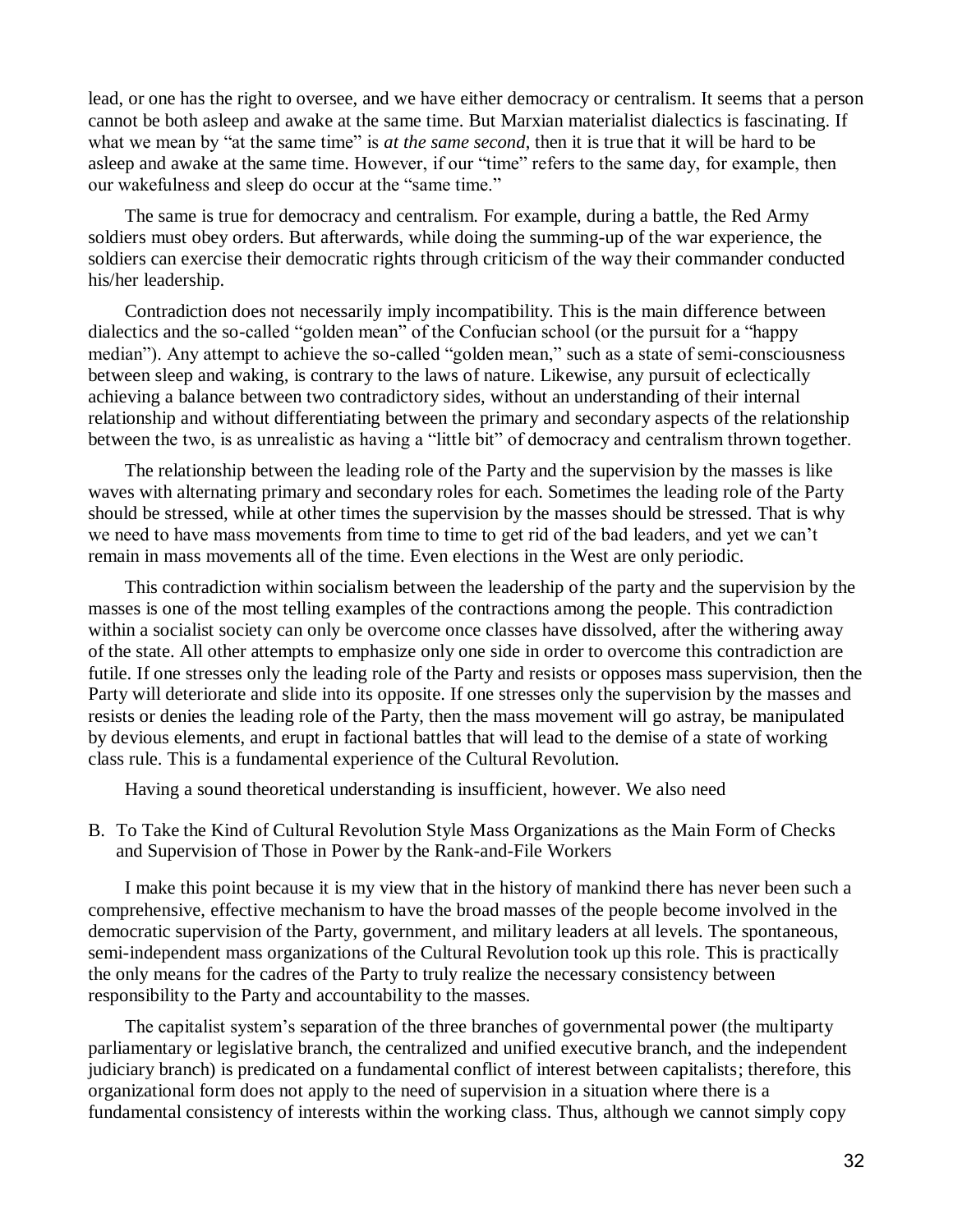lead, or one has the right to oversee, and we have either democracy or centralism. It seems that a person cannot be both asleep and awake at the same time. But Marxian materialist dialectics is fascinating. If what we mean by "at the same time" is *at the same second*, then it is true that it will be hard to be asleep and awake at the same time. However, if our "time" refers to the same day, for example, then our wakefulness and sleep do occur at the "same time."

The same is true for democracy and centralism. For example, during a battle, the Red Army soldiers must obey orders. But afterwards, while doing the summing-up of the war experience, the soldiers can exercise their democratic rights through criticism of the way their commander conducted his/her leadership.

Contradiction does not necessarily imply incompatibility. This is the main difference between dialectics and the so-called "golden mean" of the Confucian school (or the pursuit for a "happy median"). Any attempt to achieve the so-called "golden mean," such as a state of semi-consciousness between sleep and waking, is contrary to the laws of nature. Likewise, any pursuit of eclectically achieving a balance between two contradictory sides, without an understanding of their internal relationship and without differentiating between the primary and secondary aspects of the relationship between the two, is as unrealistic as having a "little bit" of democracy and centralism thrown together.

The relationship between the leading role of the Party and the supervision by the masses is like waves with alternating primary and secondary roles for each. Sometimes the leading role of the Party should be stressed, while at other times the supervision by the masses should be stressed. That is why we need to have mass movements from time to time to get rid of the bad leaders, and yet we can't remain in mass movements all of the time. Even elections in the West are only periodic.

This contradiction within socialism between the leadership of the party and the supervision by the masses is one of the most telling examples of the contractions among the people. This contradiction within a socialist society can only be overcome once classes have dissolved, after the withering away of the state. All other attempts to emphasize only one side in order to overcome this contradiction are futile. If one stresses only the leading role of the Party and resists or opposes mass supervision, then the Party will deteriorate and slide into its opposite. If one stresses only the supervision by the masses and resists or denies the leading role of the Party, then the mass movement will go astray, be manipulated by devious elements, and erupt in factional battles that will lead to the demise of a state of working class rule. This is a fundamental experience of the Cultural Revolution.

Having a sound theoretical understanding is insufficient, however. We also need

B. To Take the Kind of Cultural Revolution Style Mass Organizations as the Main Form of Checks and Supervision of Those in Power by the Rank-and-File Workers

I make this point because it is my view that in the history of mankind there has never been such a comprehensive, effective mechanism to have the broad masses of the people become involved in the democratic supervision of the Party, government, and military leaders at all levels. The spontaneous, semi-independent mass organizations of the Cultural Revolution took up this role. This is practically the only means for the cadres of the Party to truly realize the necessary consistency between responsibility to the Party and accountability to the masses.

The capitalist system's separation of the three branches of governmental power (the multiparty parliamentary or legislative branch, the centralized and unified executive branch, and the independent judiciary branch) is predicated on a fundamental conflict of interest between capitalists; therefore, this organizational form does not apply to the need of supervision in a situation where there is a fundamental consistency of interests within the working class. Thus, although we cannot simply copy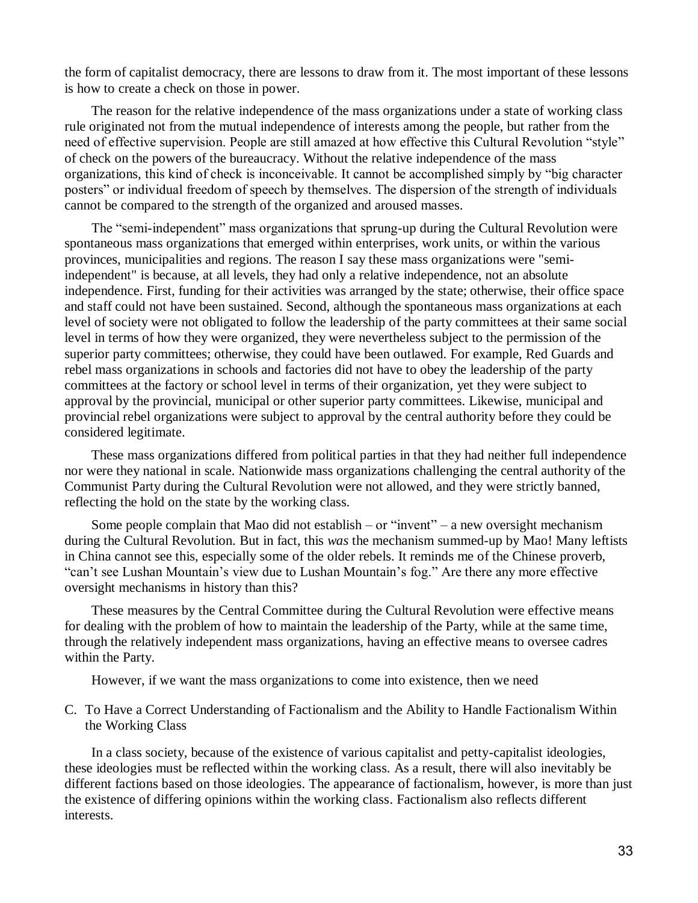the form of capitalist democracy, there are lessons to draw from it. The most important of these lessons is how to create a check on those in power.

The reason for the relative independence of the mass organizations under a state of working class rule originated not from the mutual independence of interests among the people, but rather from the need of effective supervision. People are still amazed at how effective this Cultural Revolution "style" of check on the powers of the bureaucracy. Without the relative independence of the mass organizations, this kind of check is inconceivable. It cannot be accomplished simply by "big character posters" or individual freedom of speech by themselves. The dispersion of the strength of individuals cannot be compared to the strength of the organized and aroused masses.

The "semi-independent" mass organizations that sprung-up during the Cultural Revolution were spontaneous mass organizations that emerged within enterprises, work units, or within the various provinces, municipalities and regions. The reason I say these mass organizations were "semi-independent" is because, at all levels, they had only a relative independence, not an absolute independence. First, funding for their activities was arranged by the state; otherwise, their office space and staff could not have been sustained. Second, although the spontaneous mass organizations at each level of society were not obligated to follow the leadership of the party committees at their same social level in terms of how they were organized, they were nevertheless subject to the permission of the superior party committees; otherwise, they could have been outlawed. For example, Red Guards and rebel mass organizations in schools and factories did not have to obey the leadership of the party committees at the factory or school level in terms of their organization, yet they were subject to approval by the provincial, municipal or other superior party committees. Likewise, municipal and provincial rebel organizations were subject to approval by the central authority before they could be considered legitimate.

These mass organizations differed from political parties in that they had neither full independence nor were they national in scale. Nationwide mass organizations challenging the central authority of the Communist Party during the Cultural Revolution were not allowed, and they were strictly banned, reflecting the hold on the state by the working class.

Some people complain that Mao did not establish – or "invent" – a new oversight mechanism during the Cultural Revolution. But in fact, this *was* the mechanism summed-up by Mao! Many leftists in China cannot see this, especially some of the older rebels. It reminds me of the Chinese proverb, "can't see Lushan Mountain's view due to Lushan Mountain's fog." Are there any more effective oversight mechanisms in history than this?

These measures by the Central Committee during the Cultural Revolution were effective means for dealing with the problem of how to maintain the leadership of the Party, while at the same time, through the relatively independent mass organizations, having an effective means to oversee cadres within the Party.

However, if we want the mass organizations to come into existence, then we need

### C. To Have a Correct Understanding of Factionalism and the Ability to Handle Factionalism Within the Working Class

In a class society, because of the existence of various capitalist and petty-capitalist ideologies, these ideologies must be reflected within the working class. As a result, there will also inevitably be different factions based on those ideologies. The appearance of factionalism, however, is more than just the existence of differing opinions within the working class. Factionalism also reflects different interests.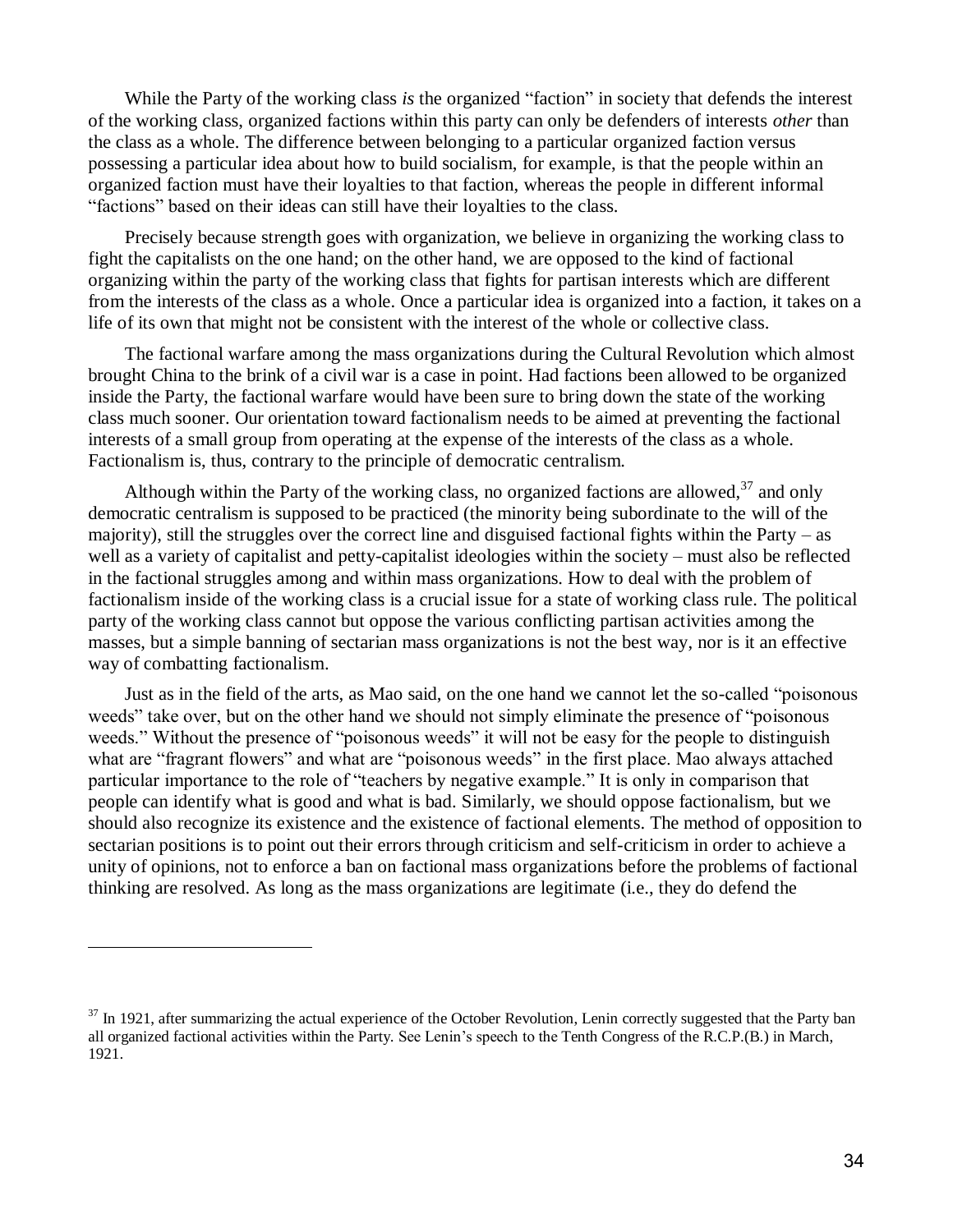While the Party of the working class *is* the organized "faction" in society that defends the interest of the working class, organized factions within this party can only be defenders of interests *other* than the class as a whole. The difference between belonging to a particular organized faction versus possessing a particular idea about how to build socialism, for example, is that the people within an organized faction must have their loyalties to that faction, whereas the people in different informal "factions" based on their ideas can still have their loyalties to the class.

Precisely because strength goes with organization, we believe in organizing the working class to fight the capitalists on the one hand; on the other hand, we are opposed to the kind of factional organizing within the party of the working class that fights for partisan interests which are different from the interests of the class as a whole. Once a particular idea is organized into a faction, it takes on a life of its own that might not be consistent with the interest of the whole or collective class.

The factional warfare among the mass organizations during the Cultural Revolution which almost brought China to the brink of a civil war is a case in point. Had factions been allowed to be organized inside the Party, the factional warfare would have been sure to bring down the state of the working class much sooner. Our orientation toward factionalism needs to be aimed at preventing the factional interests of a small group from operating at the expense of the interests of the class as a whole. Factionalism is, thus, contrary to the principle of democratic centralism.

Although within the Party of the working class, no organized factions are allowed,[37] and only democratic centralism is supposed to be practiced (the minority being subordinate to the will of the majority), still the struggles over the correct line and disguised factional fights within the Party – as well as a variety of capitalist and petty-capitalist ideologies within the society – must also be reflected in the factional struggles among and within mass organizations. How to deal with the problem of factionalism inside of the working class is a crucial issue for a state of working class rule. The political party of the working class cannot but oppose the various conflicting partisan activities among the masses, but a simple banning of sectarian mass organizations is not the best way, nor is it an effective way of combatting factionalism.

Just as in the field of the arts, as Mao said, on the one hand we cannot let the so-called "poisonous weeds" take over, but on the other hand we should not simply eliminate the presence of "poisonous weeds." Without the presence of "poisonous weeds" it will not be easy for the people to distinguish what are "fragrant flowers" and what are "poisonous weeds" in the first place. Mao always attached particular importance to the role of "teachers by negative example." It is only in comparison that people can identify what is good and what is bad. Similarly, we should oppose factionalism, but we should also recognize its existence and the existence of factional elements. The method of opposition to sectarian positions is to point out their errors through criticism and self-criticism in order to achieve a unity of opinions, not to enforce a ban on factional mass organizations before the problems of factional thinking are resolved. As long as the mass organizations are legitimate (i.e., they do defend the

---

[37] In 1921, after summarizing the actual experience of the October Revolution, Lenin correctly suggested that the Party ban all organized factional activities within the Party. See Lenin's speech to the Tenth Congress of the R.C.P.(B.) in March, 1921.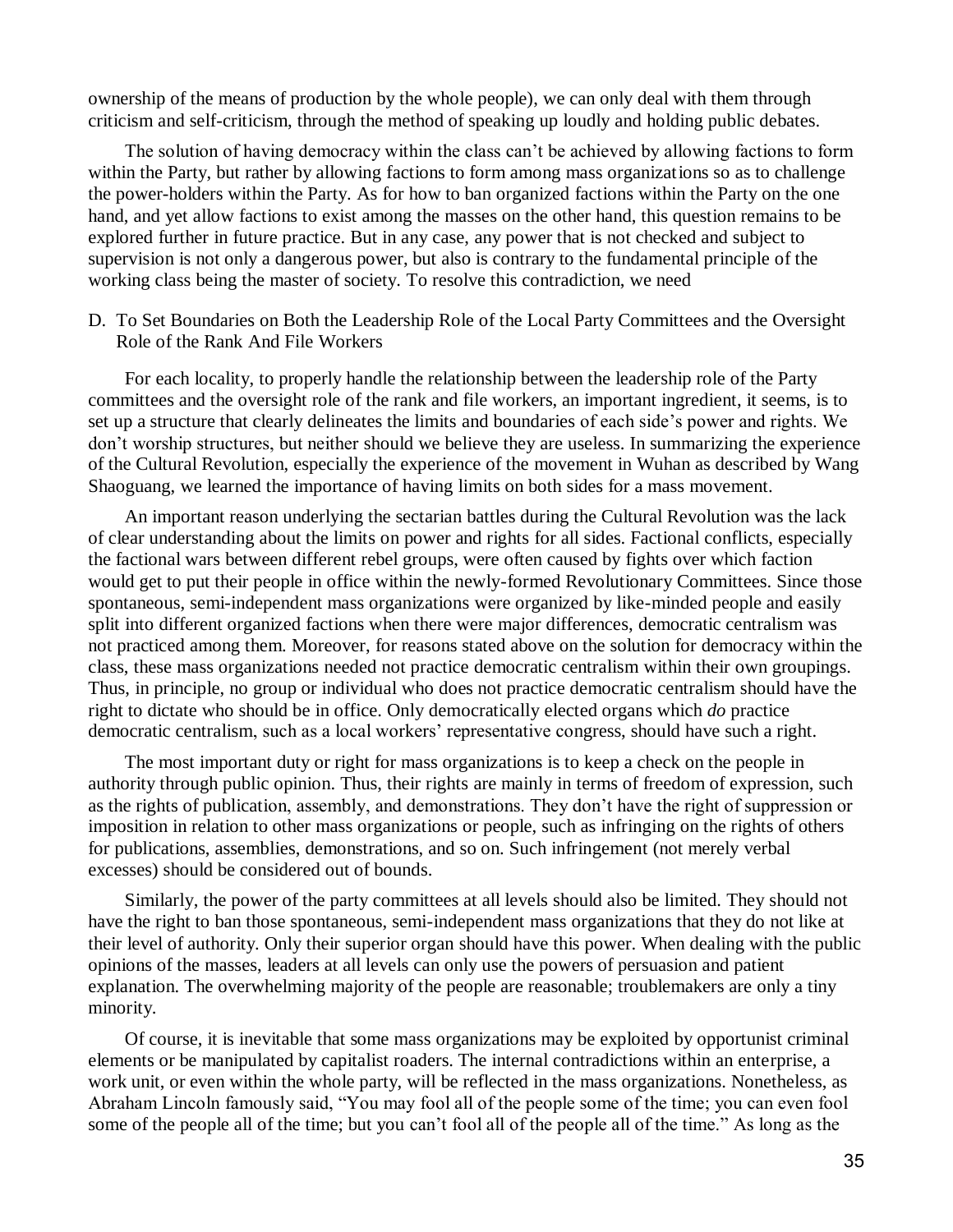ownership of the means of production by the whole people), we can only deal with them through criticism and self-criticism, through the method of speaking up loudly and holding public debates.

The solution of having democracy within the class can't be achieved by allowing factions to form within the Party, but rather by allowing factions to form among mass organizations so as to challenge the power-holders within the Party. As for how to ban organized factions within the Party on the one hand, and yet allow factions to exist among the masses on the other hand, this question remains to be explored further in future practice. But in any case, any power that is not checked and subject to supervision is not only a dangerous power, but also is contrary to the fundamental principle of the working class being the master of society. To resolve this contradiction, we need

D. To Set Boundaries on Both the Leadership Role of the Local Party Committees and the Oversight Role of the Rank And File Workers

For each locality, to properly handle the relationship between the leadership role of the Party committees and the oversight role of the rank and file workers, an important ingredient, it seems, is to set up a structure that clearly delineates the limits and boundaries of each side's power and rights. We don't worship structures, but neither should we believe they are useless. In summarizing the experience of the Cultural Revolution, especially the experience of the movement in Wuhan as described by Wang Shaoguang, we learned the importance of having limits on both sides for a mass movement.

An important reason underlying the sectarian battles during the Cultural Revolution was the lack of clear understanding about the limits on power and rights for all sides. Factional conflicts, especially the factional wars between different rebel groups, were often caused by fights over which faction would get to put their people in office within the newly-formed Revolutionary Committees. Since those spontaneous, semi-independent mass organizations were organized by like-minded people and easily split into different organized factions when there were major differences, democratic centralism was not practiced among them. Moreover, for reasons stated above on the solution for democracy within the class, these mass organizations needed not practice democratic centralism within their own groupings. Thus, in principle, no group or individual who does not practice democratic centralism should have the right to dictate who should be in office. Only democratically elected organs which *do* practice democratic centralism, such as a local workers' representative congress, should have such a right.

The most important duty or right for mass organizations is to keep a check on the people in authority through public opinion. Thus, their rights are mainly in terms of freedom of expression, such as the rights of publication, assembly, and demonstrations. They don't have the right of suppression or imposition in relation to other mass organizations or people, such as infringing on the rights of others for publications, assemblies, demonstrations, and so on. Such infringement (not merely verbal excesses) should be considered out of bounds.

Similarly, the power of the party committees at all levels should also be limited. They should not have the right to ban those spontaneous, semi-independent mass organizations that they do not like at their level of authority. Only their superior organ should have this power. When dealing with the public opinions of the masses, leaders at all levels can only use the powers of persuasion and patient explanation. The overwhelming majority of the people are reasonable; troublemakers are only a tiny minority.

Of course, it is inevitable that some mass organizations may be exploited by opportunist criminal elements or be manipulated by capitalist roaders. The internal contradictions within an enterprise, a work unit, or even within the whole party, will be reflected in the mass organizations. Nonetheless, as Abraham Lincoln famously said, "You may fool all of the people some of the time; you can even fool some of the people all of the time; but you can't fool all of the people all of the time." As long as the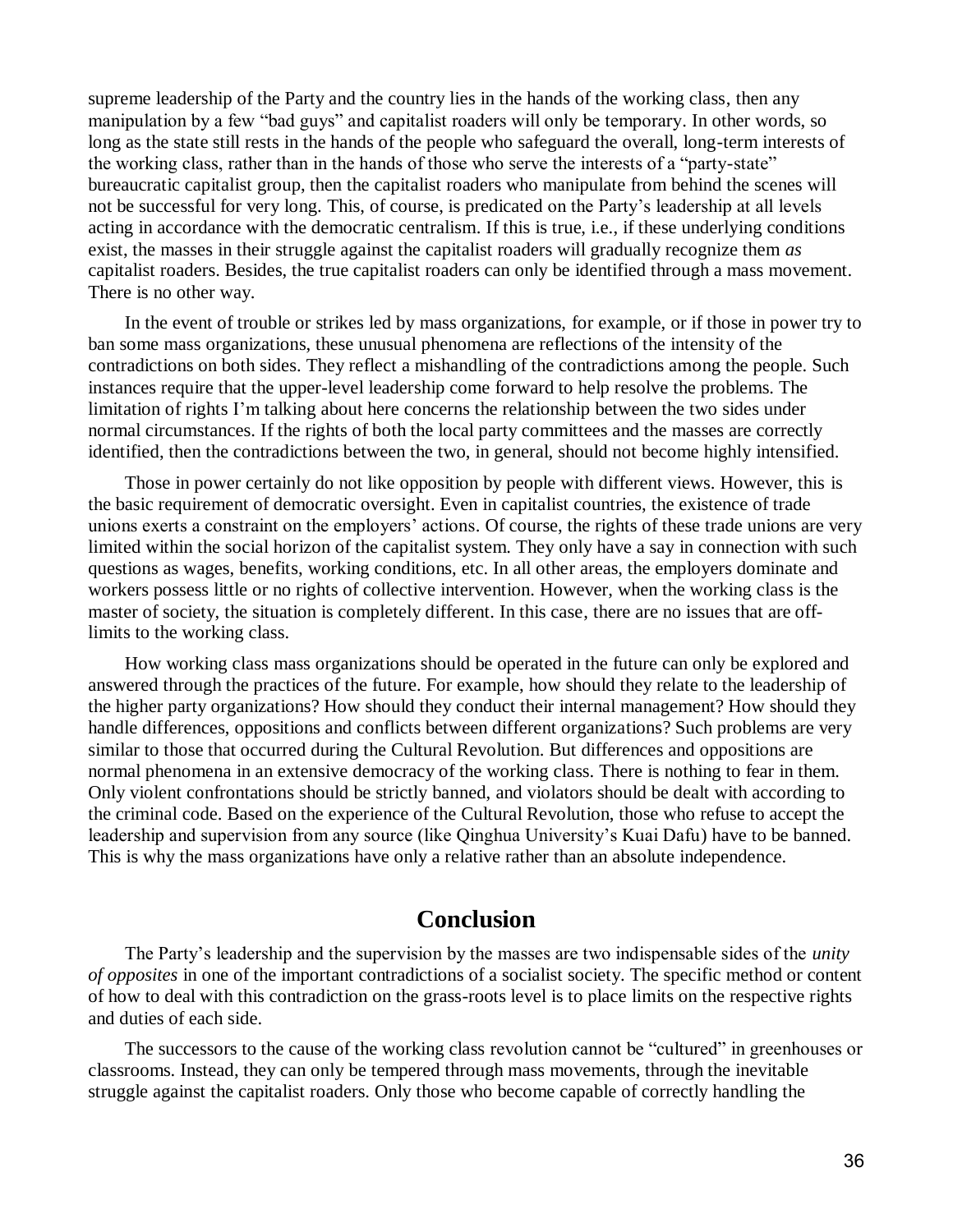supreme leadership of the Party and the country lies in the hands of the working class, then any manipulation by a few "bad guys" and capitalist roaders will only be temporary. In other words, so long as the state still rests in the hands of the people who safeguard the overall, long-term interests of the working class, rather than in the hands of those who serve the interests of a "party-state" bureaucratic capitalist group, then the capitalist roaders who manipulate from behind the scenes will not be successful for very long. This, of course, is predicated on the Party's leadership at all levels acting in accordance with the democratic centralism. If this is true, i.e., if these underlying conditions exist, the masses in their struggle against the capitalist roaders will gradually recognize them *as* capitalist roaders. Besides, the true capitalist roaders can only be identified through a mass movement. There is no other way.

In the event of trouble or strikes led by mass organizations, for example, or if those in power try to ban some mass organizations, these unusual phenomena are reflections of the intensity of the contradictions on both sides. They reflect a mishandling of the contradictions among the people. Such instances require that the upper-level leadership come forward to help resolve the problems. The limitation of rights I'm talking about here concerns the relationship between the two sides under normal circumstances. If the rights of both the local party committees and the masses are correctly identified, then the contradictions between the two, in general, should not become highly intensified.

Those in power certainly do not like opposition by people with different views. However, this is the basic requirement of democratic oversight. Even in capitalist countries, the existence of trade unions exerts a constraint on the employers' actions. Of course, the rights of these trade unions are very limited within the social horizon of the capitalist system. They only have a say in connection with such questions as wages, benefits, working conditions, etc. In all other areas, the employers dominate and workers possess little or no rights of collective intervention. However, when the working class is the master of society, the situation is completely different. In this case, there are no issues that are off-limits to the working class.

How working class mass organizations should be operated in the future can only be explored and answered through the practices of the future. For example, how should they relate to the leadership of the higher party organizations? How should they conduct their internal management? How should they handle differences, oppositions and conflicts between different organizations? Such problems are very similar to those that occurred during the Cultural Revolution. But differences and oppositions are normal phenomena in an extensive democracy of the working class. There is nothing to fear in them. Only violent confrontations should be strictly banned, and violators should be dealt with according to the criminal code. Based on the experience of the Cultural Revolution, those who refuse to accept the leadership and supervision from any source (like Qinghua University's Kuai Dafu) have to be banned. This is why the mass organizations have only a relative rather than an absolute independence.

## Conclusion

The Party's leadership and the supervision by the masses are two indispensable sides of the *unity of opposites* in one of the important contradictions of a socialist society. The specific method or content of how to deal with this contradiction on the grass-roots level is to place limits on the respective rights and duties of each side.

The successors to the cause of the working class revolution cannot be "cultured" in greenhouses or classrooms. Instead, they can only be tempered through mass movements, through the inevitable struggle against the capitalist roaders. Only those who become capable of correctly handling the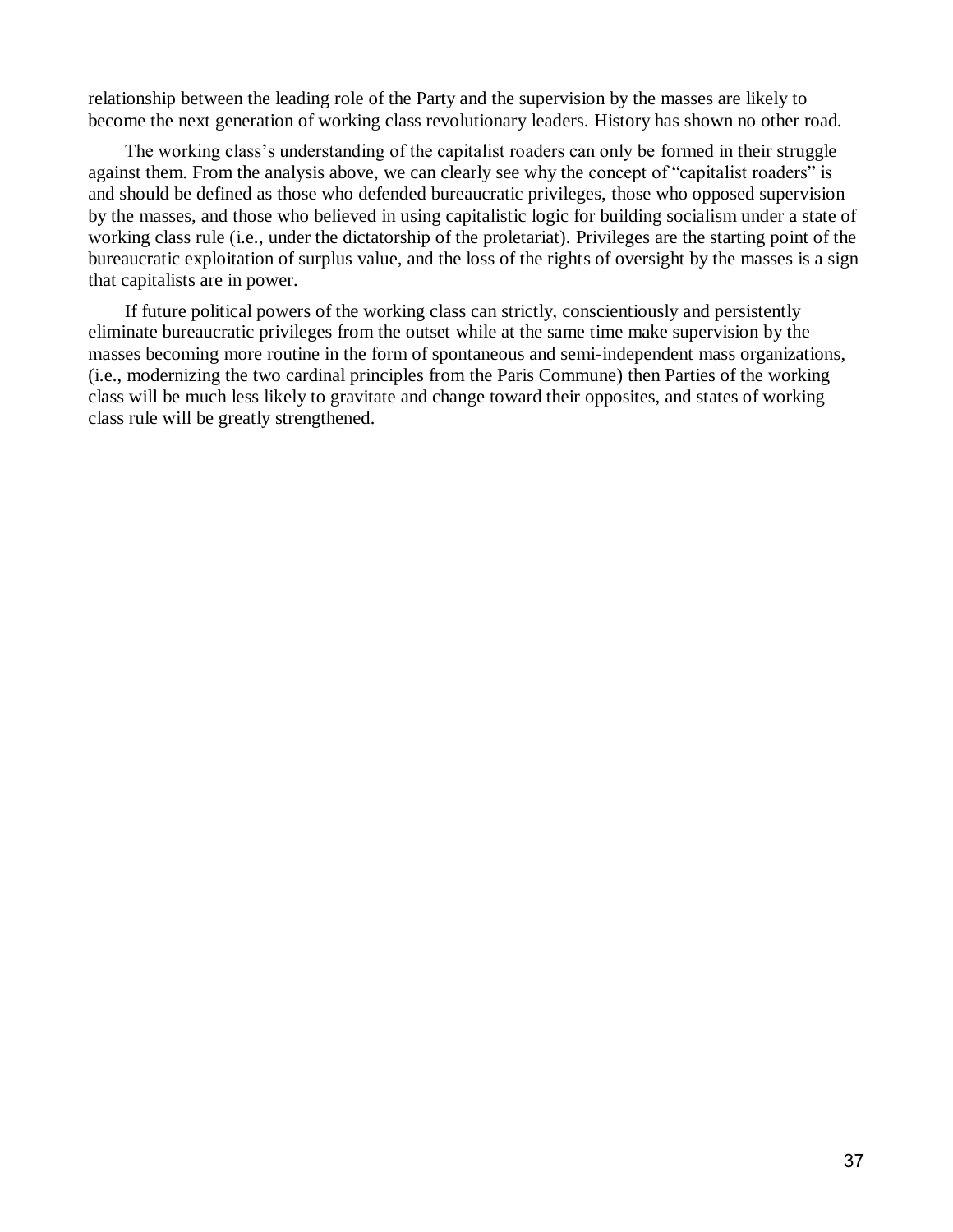relationship between the leading role of the Party and the supervision by the masses are likely to become the next generation of working class revolutionary leaders. History has shown no other road.

The working class's understanding of the capitalist roaders can only be formed in their struggle against them. From the analysis above, we can clearly see why the concept of "capitalist roaders" is and should be defined as those who defended bureaucratic privileges, those who opposed supervision by the masses, and those who believed in using capitalistic logic for building socialism under a state of working class rule (i.e., under the dictatorship of the proletariat). Privileges are the starting point of the bureaucratic exploitation of surplus value, and the loss of the rights of oversight by the masses is a sign that capitalists are in power.

If future political powers of the working class can strictly, conscientiously and persistently eliminate bureaucratic privileges from the outset while at the same time make supervision by the masses becoming more routine in the form of spontaneous and semi-independent mass organizations, (i.e., modernizing the two cardinal principles from the Paris Commune) then Parties of the working class will be much less likely to gravitate and change toward their opposites, and states of working class rule will be greatly strengthened.